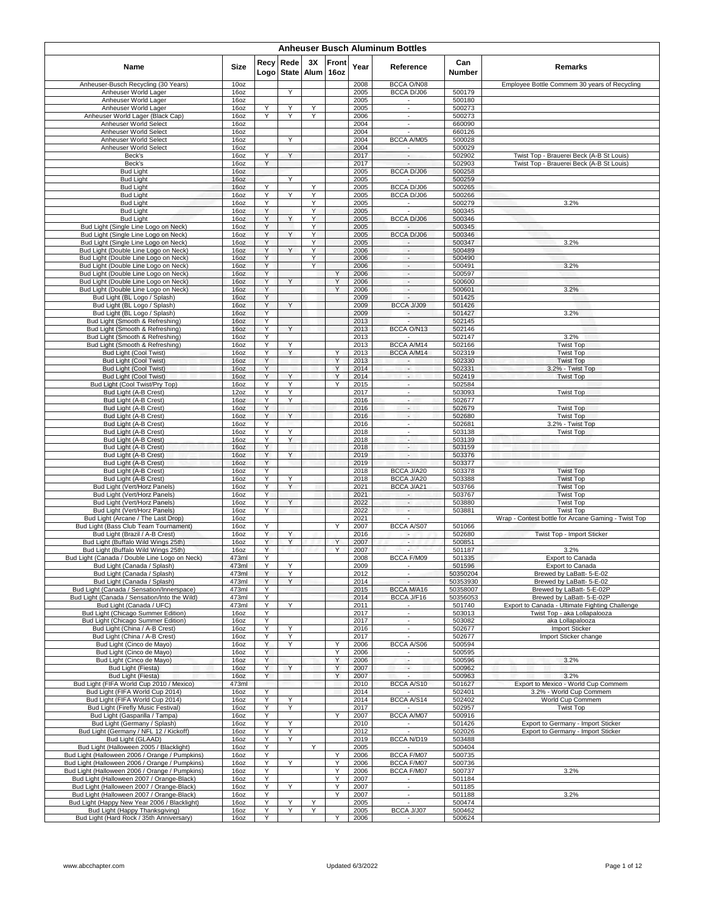# Anheuser Busch Aluminum Bottles

| Name | Size | Recy Logo | Rede State | 3X Alum | Front 16oz | Year | Reference | Can Number | Remarks |
|---|---|---|---|---|---|---|---|---|---|
| Anheuser-Busch Recycling (30 Years) | 10oz | | | | | 2008 | BCCA O/N08 | | Employee Bottle Commem 30 years of Recycling |
| Anheuser World Lager | 16oz | | Y | | | 2005 | BCCA D/J06 | 500179 | |
| Anheuser World Lager | 16oz | | | | | 2005 | - | 500180 | |
| Anheuser World Lager | 16oz | Y | Y | Y | | 2005 | - | 500273 | |
| Anheuser World Lager (Black Cap) | 16oz | Y | Y | Y | | 2006 | - | 500273 | |
| Anheuser World Select | 16oz | | | | | 2004 | - | 660090 | |
| Anheuser World Select | 16oz | | | | | 2004 | - | 660126 | |
| Anheuser World Select | 16oz | | Y | | | 2004 | BCCA A/M05 | 500028 | |
| Anheuser World Select | 16oz | | | | | 2004 | - | 500029 | |
| Beck's | 16oz | Y | Y | | | 2017 | - | 502902 | Twist Top - Brauerei Beck (A-B St Louis) |
| Beck's | 16oz | Y | | | | 2017 | - | 502903 | Twist Top - Brauerei Beck (A-B St Louis) |
| Bud Light | 16oz | | | | | 2005 | BCCA D/J06 | 500258 | |
| Bud Light | 16oz | | Y | | | 2005 | - | 500259 | |
| Bud Light | 16oz | Y | | Y | | 2005 | BCCA D/J06 | 500265 | |
| Bud Light | 16oz | Y | Y | Y | | 2005 | BCCA D/J06 | 500266 | |
| Bud Light | 16oz | Y | | Y | | 2005 | - | 500279 | 3.2% |
| Bud Light | 16oz | Y | | Y | | 2005 | - | 500345 | |
| Bud Light | 16oz | Y | Y | Y | | 2005 | BCCA D/J06 | 500346 | |
| Bud Light (Single Line Logo on Neck) | 16oz | Y | | Y | | 2005 | - | 500345 | |
| Bud Light (Single Line Logo on Neck) | 16oz | Y | Y | Y | | 2005 | BCCA D/J06 | 500346 | |
| Bud Light (Single Line Logo on Neck) | 16oz | Y | | Y | | 2005 | - | 500347 | 3.2% |
| Bud Light (Double Line Logo on Neck) | 16oz | Y | Y | Y | | 2006 | - | 500489 | |
| Bud Light (Double Line Logo on Neck) | 16oz | Y | | Y | | 2006 | - | 500490 | |
| Bud Light (Double Line Logo on Neck) | 16oz | Y | | Y | | 2006 | - | 500491 | 3.2% |
| Bud Light (Double Line Logo on Neck) | 16oz | Y | | | Y | 2006 | - | 500597 | |
| Bud Light (Double Line Logo on Neck) | 16oz | Y | Y | | Y | 2006 | - | 500600 | |
| Bud Light (Double Line Logo on Neck) | 16oz | Y | | | Y | 2006 | - | 500601 | 3.2% |
| Bud Light (BL Logo / Splash) | 16oz | Y | | | | 2009 | - | 501425 | |
| Bud Light (BL Logo / Splash) | 16oz | Y | Y | | | 2009 | BCCA J/J09 | 501426 | |
| Bud Light (BL Logo / Splash) | 16oz | Y | | | | 2009 | - | 501427 | 3.2% |
| Bud Light (Smooth & Refreshing) | 16oz | Y | | | | 2013 | - | 502145 | |
| Bud Light (Smooth & Refreshing) | 16oz | Y | Y | | | 2013 | BCCA O/N13 | 502146 | |
| Bud Light (Smooth & Refreshing) | 16oz | Y | | | | 2013 | - | 502147 | 3.2% |
| Bud Light (Smooth & Refreshing) | 16oz | Y | Y | | | 2013 | BCCA A/M14 | 502166 | Twist Top |
| Bud Light (Cool Twist) | 16oz | Y | Y | | Y | 2013 | BCCA A/M14 | 502319 | Twist Top |
| Bud Light (Cool Twist) | 16oz | Y | | | Y | 2013 | - | 502330 | Twist Top |
| Bud Light (Cool Twist) | 16oz | Y | | | Y | 2014 | - | 502331 | 3.2% - Twist Top |
| Bud Light (Cool Twist) | 16oz | Y | Y | | Y | 2014 | - | 502419 | Twist Top |
| Bud Light (Cool Twist/Pry Top) | 16oz | Y | Y | | Y | 2015 | - | 502584 | |
| Bud Light (A-B Crest) | 12oz | Y | Y | | | 2017 | - | 503093 | Twist Top |
| Bud Light (A-B Crest) | 16oz | Y | Y | | | 2016 | - | 502677 | |
| Bud Light (A-B Crest) | 16oz | Y | | | | 2016 | - | 502679 | Twist Top |
| Bud Light (A-B Crest) | 16oz | Y | Y | | | 2016 | - | 502680 | Twist Top |
| Bud Light (A-B Crest) | 16oz | Y | | | | 2016 | - | 502681 | 3.2% - Twist Top |
| Bud Light (A-B Crest) | 16oz | Y | Y | | | 2018 | - | 503138 | Twist Top |
| Bud Light (A-B Crest) | 16oz | Y | Y | | | 2018 | - | 503139 | |
| Bud Light (A-B Crest) | 16oz | Y | | | | 2018 | - | 503159 | |
| Bud Light (A-B Crest) | 16oz | Y | Y | | | 2019 | - | 503376 | |
| Bud Light (A-B Crest) | 16oz | Y | | | | 2019 | - | 503377 | |
| Bud Light (A-B Crest) | 16oz | Y | | | | 2018 | BCCA J/A20 | 503378 | Twist Top |
| Bud Light (A-B Crest) | 16oz | Y | Y | | | 2018 | BCCA J/A20 | 503388 | Twist Top |
| Bud Light (Vert/Horz Panels) | 16oz | Y | Y | | | 2021 | BCCA J/A21 | 503766 | Twist Top |
| Bud Light (Vert/Horz Panels) | 16oz | Y | | | | 2021 | - | 503767 | Twist Top |
| Bud Light (Vert/Horz Panels) | 16oz | Y | Y | | | 2022 | - | 503880 | Twist Top |
| Bud Light (Vert/Horz Panels) | 16oz | Y | | | | 2022 | - | 503881 | Twist Top |
| Bud Light (Arcane / The Last Drop) | 16oz | | | | | 2021 | - | | Wrap - Contest bottle for Arcane Gaming - Twist Top |
| Bud Light (Bass Club Team Tournament) | 16oz | Y | | | Y | 2007 | BCCA A/S07 | 501066 | |
| Bud Light (Brazil / A-B Crest) | 16oz | Y | Y | | | 2016 | - | 502680 | Twist Top - Import Sticker |
| Bud Light (Buffalo Wild Wings 25th) | 16oz | Y | Y | | Y | 2007 | - | 500851 | |
| Bud Light (Buffalo Wild Wings 25th) | 16oz | Y | | | Y | 2007 | - | 501187 | 3.2% |
| Bud Light (Canada / Double Line Logo on Neck) | 473ml | Y | | | | 2008 | BCCA F/M09 | 501335 | Export to Canada |
| Bud Light (Canada / Splash) | 473ml | Y | Y | | | 2009 | - | 501596 | Export to Canada |
| Bud Light (Canada / Splash) | 473ml | Y | Y | | | 2012 | - | 50350204 | Brewed by LaBatt- 5-E-02 |
| Bud Light (Canada / Splash) | 473ml | Y | Y | | | 2014 | - | 50353930 | Brewed by LaBatt- 5-E-02 |
| Bud Light (Canada / Sensation/Innerspace) | 473ml | Y | | | | 2015 | BCCA M/A16 | 50358007 | Brewed by LaBatt- 5-E-02P |
| Bud Light (Canada / Sensation/Into the Wild) | 473ml | Y | | | | 2014 | BCCA J/F16 | 50356053 | Brewed by LaBatt- 5-E-02P |
| Bud Light (Canada / UFC) | 473ml | Y | Y | | | 2011 | - | 501740 | Export to Canada - Ultimate Fighting Challenge |
| Bud Light (Chicago Summer Edition) | 16oz | Y | | | | 2017 | - | 503013 | Twist Top - aka Lollapalooza |
| Bud Light (Chicago Summer Edition) | 16oz | Y | | | | 2017 | - | 503082 | aka Lollapalooza |
| Bud Light (China / A-B Crest) | 16oz | Y | Y | | | 2016 | - | 502677 | Import Sticker |
| Bud Light (China / A-B Crest) | 16oz | Y | Y | | | 2017 | - | 502677 | Import Sticker change |
| Bud Light (Cinco de Mayo) | 16oz | Y | Y | | Y | 2006 | BCCA A/S06 | 500594 | |
| Bud Light (Cinco de Mayo) | 16oz | Y | | | Y | 2006 | - | 500595 | |
| Bud Light (Cinco de Mayo) | 16oz | Y | | | Y | 2006 | - | 500596 | 3.2% |
| Bud Light (Fiesta) | 16oz | Y | Y | | Y | 2007 | - | 500962 | |
| Bud Light (Fiesta) | 16oz | Y | | | Y | 2007 | - | 500963 | 3.2% |
| Bud Light (FIFA World Cup 2010 / Mexico) | 473ml | | | | | 2010 | BCCA A/S10 | 501627 | Export to Mexico - World Cup Commem |
| Bud Light (FIFA World Cup 2014) | 16oz | Y | | | | 2014 | - | 502401 | 3.2% - World Cup Commem |
| Bud Light (FIFA World Cup 2014) | 16oz | Y | Y | | | 2014 | BCCA A/S14 | 502402 | World Cup Commem |
| Bud Light (Firefly Music Festival) | 16oz | Y | Y | | | 2017 | - | 502957 | Twist Top |
| Bud Light (Gasparilla / Tampa) | 16oz | Y | | | Y | 2007 | BCCA A/M07 | 500916 | |
| Bud Light (Germany / Splash) | 16oz | Y | Y | | | 2010 | - | 501426 | Export to Germany - Import Sticker |
| Bud Light (Germany / NFL 12 / Kickoff) | 16oz | Y | Y | | | 2012 | - | 502026 | Export to Germany - Import Sticker |
| Bud Light (GLAAD) | 16oz | Y | Y | | | 2019 | BCCA N/D19 | 503488 | |
| Bud Light (Halloween 2005 / Blacklight) | 16oz | Y | | Y | | 2005 | - | 500404 | |
| Bud Light (Halloween 2006 / Orange / Pumpkins) | 16oz | Y | | | Y | 2006 | BCCA F/M07 | 500735 | |
| Bud Light (Halloween 2006 / Orange / Pumpkins) | 16oz | Y | Y | | Y | 2006 | BCCA F/M07 | 500736 | |
| Bud Light (Halloween 2006 / Orange / Pumpkins) | 16oz | Y | | | Y | 2006 | BCCA F/M07 | 500737 | 3.2% |
| Bud Light (Halloween 2007 / Orange-Black) | 16oz | Y | | | Y | 2007 | - | 501184 | |
| Bud Light (Halloween 2007 / Orange-Black) | 16oz | Y | Y | | Y | 2007 | - | 501185 | |
| Bud Light (Halloween 2007 / Orange-Black) | 16oz | Y | | | Y | 2007 | - | 501188 | 3.2% |
| Bud Light (Happy New Year 2006 / Blacklight) | 16oz | Y | Y | Y | | 2005 | - | 500474 | |
| Bud Light (Happy Thanksgiving) | 16oz | Y | Y | Y | | 2005 | BCCA J/J07 | 500462 | |
| Bud Light (Hard Rock / 35th Anniversary) | 16oz | Y | | | Y | 2006 | - | 500624 | |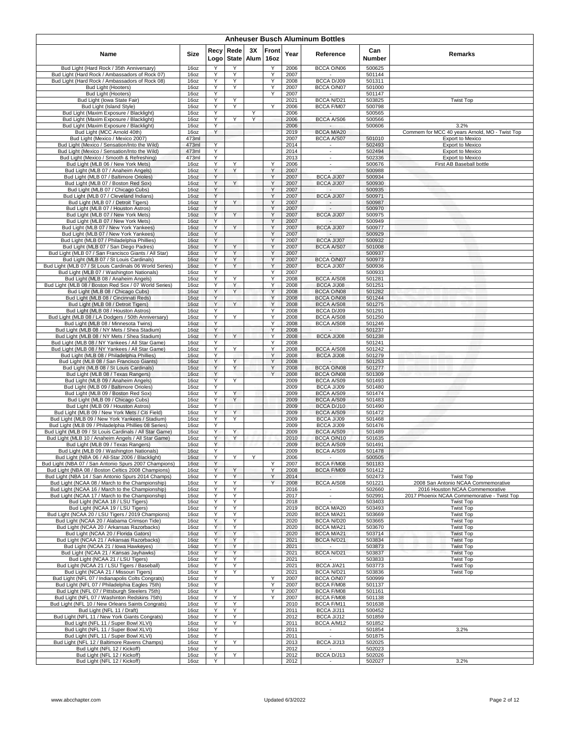# Anheuser Busch Aluminum Bottles

| Name | Size | Recy Logo | Rede State | 3X Alum | Front 16oz | Year | Reference | Can Number | Remarks |
|---|---|---|---|---|---|---|---|---|---|
| Bud Light (Hard Rock / 35th Anniversary) | 16oz | Y | Y | | Y | 2006 | BCCA O/N06 | 500625 | |
| Bud Light (Hard Rock / Ambassadors of Rock 07) | 16oz | Y | Y | | Y | 2007 | - | 501144 | |
| Bud Light (Hard Rock / Ambassadors of Rock 08) | 16oz | Y | Y | | Y | 2008 | BCCA D/J09 | 501311 | |
| Bud Light (Hooters) | 16oz | Y | Y | | Y | 2007 | BCCA O/N07 | 501000 | |
| Bud Light (Hooters) | 16oz | Y | | | Y | 2007 | - | 501147 | |
| Bud Light (Iowa State Fair) | 16oz | Y | Y | | | 2021 | BCCA N/D21 | 503825 | Twist Top |
| Bud Light (Island Style) | 16oz | Y | Y | | Y | 2006 | BCCA F/M07 | 500798 | |
| Bud Light (Maxim Exposure / Blacklight) | 16oz | Y | | Y | | 2006 | - | 500565 | |
| Bud Light (Maxim Exposure / Blacklight) | 16oz | Y | Y | Y | | 2006 | BCCA A/S06 | 500566 | |
| Bud Light (Maxim Exposure / Blacklight) | 16oz | Y | | | | 2006 | - | 500606 | 3.2% |
| Bud Light (MCC Arnold 40th) | 16oz | Y | | | | 2019 | BCCA M/A20 | | Commem for MCC 40 years Arnold, MO - Twist Top |
| Bud Light (Mexico / Mexico 2007) | 473ml | | | | | 2007 | BCCA A/S07 | 501010 | Export to Mexico |
| Bud Light (Mexico / Sensation/Into the Wild) | 473ml | Y | | | | 2014 | - | 502493 | Export to Mexico |
| Bud Light (Mexico / Sensation/Into the Wild) | 473ml | Y | | | | 2014 | - | 502494 | Export to Mexico |
| Bud Light (Mexico / Smooth & Refreshing) | 473ml | Y | | | | 2013 | - | 502336 | Export to Mexico |
| Bud Light (MLB 06 / New York Mets) | 16oz | Y | Y | | Y | 2006 | - | 500676 | First AB Baseball bottle |
| Bud Light (MLB 07 / Anaheim Angels) | 16oz | Y | Y | | Y | 2007 | - | 500988 | |
| Bud Light (MLB 07 / Baltimore Orioles) | 16oz | Y | | | Y | 2007 | BCCA J/J07 | 500934 | |
| Bud Light (MLB 07 / Boston Red Sox) | 16oz | Y | Y | | Y | 2007 | BCCA J/J07 | 500930 | |
| Bud Light (MLB 07 / Chicago Cubs) | 16oz | Y | | | Y | 2007 | - | 500935 | |
| Bud Light (MLB 07 / Cleveland Indians) | 16oz | Y | | | Y | 2007 | BCCA J/J07 | 500971 | |
| Bud Light (MLB 07 / Detroit Tigers) | 16oz | Y | Y | | Y | 2007 | - | 500987 | |
| Bud Light (MLB 07 / Houston Astros) | 16oz | Y | | | Y | 2007 | - | 500970 | |
| Bud Light (MLB 07 / New York Mets) | 16oz | Y | Y | | Y | 2007 | BCCA J/J07 | 500975 | |
| Bud Light (MLB 07 / New York Mets) | 16oz | Y | | | Y | 2007 | - | 500949 | |
| Bud Light (MLB 07 / New York Yankees) | 16oz | Y | Y | | Y | 2007 | BCCA J/J07 | 500977 | |
| Bud Light (MLB 07 / New York Yankees) | 16oz | Y | | | Y | 2007 | - | 500929 | |
| Bud Light (MLB 07 / Philadelphia Phillies) | 16oz | Y | | | Y | 2007 | BCCA J/J07 | 500932 | |
| Bud Light (MLB 07 / San Diego Padres) | 16oz | Y | Y | | Y | 2007 | BCCA A/S07 | 501008 | |
| Bud Light (MLB 07 / San Francisco Giants / All Star) | 16oz | Y | Y | | Y | 2007 | - | 500937 | |
| Bud Light (MLB 07 / St Louis Cardinals) | 16oz | Y | Y | | Y | 2007 | BCCA O/N07 | 500973 | |
| Bud Light (MLB 07 / St Louis Cardinals 06 World Series) | 16oz | Y | Y | | Y | 2007 | BCCA J/J07 | 500936 | |
| Bud Light (MLB 07 / Washington Nationals) | 16oz | Y | | | Y | 2007 | - | 500933 | |
| Bud Light (MLB 08 / Anaheim Angels) | 16oz | Y | Y | | Y | 2008 | BCCA A/S08 | 501281 | |
| Bud Light (MLB 08 / Boston Red Sox / 07 World Series) | 16oz | Y | Y | | Y | 2008 | BCCA J/J08 | 501251 | |
| Bud Light (MLB 08 / Chicago Cubs) | 16oz | Y | Y | | Y | 2008 | BCCA O/N08 | 501282 | |
| Bud Light (MLB 08 / Cincinnati Reds) | 16oz | Y | | | Y | 2008 | BCCA O/N08 | 501244 | |
| Bud Light (MLB 08 / Detroit Tigers) | 16oz | Y | Y | | Y | 2008 | BCCA A/S08 | 501275 | |
| Bud Light (MLB 08 / Houston Astros) | 16oz | Y | | | Y | 2008 | BCCA D/J09 | 501291 | |
| Bud Light (MLB 08 / LA Dodgers / 50th Anniversary) | 16oz | Y | Y | | Y | 2008 | BCCA A/S08 | 501250 | |
| Bud Light (MLB 08 / Minnesota Twins) | 16oz | Y | | | Y | 2008 | BCCA A/S08 | 501246 | |
| Bud Light (MLB 08 / NY Mets / Shea Stadium) | 16oz | Y | | | Y | 2008 | - | 501237 | |
| Bud Light (MLB 08 / NY Mets / Shea Stadium) | 16oz | Y | Y | | Y | 2008 | BCCA J/J08 | 501238 | |
| Bud Light (MLB 08 / NY Yankees / All Star Game) | 16oz | Y | | | Y | 2008 | - | 501241 | |
| Bud Light (MLB 08 / NY Yankees / All Star Game) | 16oz | Y | Y | | Y | 2008 | BCCA A/S08 | 501242 | |
| Bud Light (MLB 08 / Philadelphia Phillies) | 16oz | Y | | | Y | 2008 | BCCA J/J08 | 501279 | |
| Bud Light (MLB 08 / San Francisco Giants) | 16oz | Y | Y | | Y | 2008 | - | 501253 | |
| Bud Light (MLB 08 / St Louis Cardinals) | 16oz | Y | Y | | Y | 2008 | BCCA O/N08 | 501277 | |
| Bud Light (MLB 08 / Texas Rangers) | 16oz | Y | | | Y | 2008 | BCCA O/N08 | 501309 | |
| Bud Light (MLB 09 / Anaheim Angels) | 16oz | Y | Y | | | 2009 | BCCA A/S09 | 501493 | |
| Bud Light (MLB 09 / Baltimore Orioles) | 16oz | Y | | | | 2009 | BCCA J/J09 | 501480 | |
| Bud Light (MLB 09 / Boston Red Sox) | 16oz | Y | Y | | | 2009 | BCCA A/S09 | 501474 | |
| Bud Light (MLB 09 / Chicago Cubs) | 16oz | Y | Y | | | 2009 | BCCA A/S09 | 501483 | |
| Bud Light (MLB 09 / Houston Astros) | 16oz | Y | | | | 2009 | BCCA D/J10 | 501490 | |
| Bud Light (MLB 09 / New York Mets / Citi Field) | 16oz | Y | Y | | | 2009 | BCCA A/S09 | 501472 | |
| Bud Light (MLB 09 / New York Yankees / Stadium) | 16oz | Y | Y | | | 2009 | BCCA J/J09 | 501468 | |
| Bud Light (MLB 09 / Philadelphia Phillies 08 Series) | 16oz | Y | | | | 2009 | BCCA J/J09 | 501476 | |
| Bud Light (MLB 09 / St Louis Cardinals / All Star Game) | 16oz | Y | Y | | | 2009 | BCCA A/S09 | 501489 | |
| Bud Light (MLB 10 / Anaheim Angels / All Star Game) | 16oz | Y | Y | | | 2010 | BCCA O/N10 | 501635 | |
| Bud Light (MLB 09 / Texas Rangers) | 16oz | Y | | | | 2009 | BCCA A/S09 | 501491 | |
| Bud Light (MLB 09 / Washington Nationals) | 16oz | Y | | | | 2009 | BCCA A/S09 | 501478 | |
| Bud Light (NBA 06 / All-Star 2006 / Blacklight) | 16oz | Y | Y | Y | | 2006 | - | 500505 | |
| Bud Light (NBA 07 / San Antonio Spurs 2007 Champions) | 16oz | Y | | | Y | 2007 | BCCA F/M08 | 501183 | |
| Bud Light (NBA 08 / Boston Celtics 2008 Champions) | 16oz | Y | Y | | Y | 2008 | BCCA F/M09 | 501412 | |
| Bud Light (NBA 14 / San Antonio Spurs 2014 Champs) | 16oz | Y | Y | | Y | 2014 | - | 502473 | Twist Top |
| Bud Light (NCAA 08 / March to the Championship) | 16oz | Y | Y | | Y | 2008 | BCCA A/S08 | 501221 | 2008 San Antonio NCAA Commemorative |
| Bud Light (NCAA 16 / March to the Championship) | 16oz | Y | Y | | | 2016 | - | 502660 | 2016 Houston NCAA Commemorative |
| Bud Light (NCAA 17 / March to the Championship) | 16oz | Y | Y | | | 2017 | - | 502991 | 2017 Phoenix NCAA Commemorative - Twist Top |
| Bud Light (NCAA 18 / LSU Tigers) | 16oz | Y | Y | | | 2018 | - | 503403 | Twist Top |
| Bud Light (NCAA 19 / LSU Tigers) | 16oz | Y | Y | | | 2019 | BCCA M/A20 | 503493 | Twist Top |
| Bud Light (NCAA 20 / LSU Tigers / 2019 Champions) | 16oz | Y | Y | | | 2020 | BCCA M/A21 | 503669 | Twist Top |
| Bud Light (NCAA 20 / Alabama Crimson Tide) | 16oz | Y | Y | | | 2020 | BCCA N/D20 | 503665 | Twist Top |
| Bud Light (NCAA 20 / Arkansas Razorbacks) | 16oz | Y | Y | | | 2020 | BCCA M/A21 | 503670 | Twist Top |
| Bud Light (NCAA 20 / Florida Gators) | 16oz | Y | Y | | | 2020 | BCCA M/A21 | 503714 | Twist Top |
| Bud Light (NCAA 21 / Arkansas Razorbacks) | 16oz | Y | Y | | | 2021 | BCCA N/D21 | 503834 | Twist Top |
| Bud Light (NCAA 21 / Iowa Hawkeyes) | 16oz | Y | Y | | | 2021 | - | 503873 | Twist Top |
| Bud Light (NCAA 21 / Kansas Jayhawks) | 16oz | Y | Y | | | 2021 | BCCA N/D21 | 503837 | Twist Top |
| Bud Light (NCAA 21 / LSU Tigers) | 16oz | Y | Y | | | 2021 | - | 503833 | Twist Top |
| Bud Light (NCAA 21 / LSU Tigers / Baseball) | 16oz | Y | Y | | | 2021 | BCCA J/A21 | 503773 | Twist Top |
| Bud Light (NCAA 21 / Missouri Tigers) | 16oz | Y | Y | | | 2021 | BCCA N/D21 | 503836 | Twist Top |
| Bud Light (NFL 07 / Indianapolis Colts Congrats) | 16oz | Y | | | Y | 2007 | BCCA O/N07 | 500999 | |
| Bud Light (NFL 07 / Philadelphia Eagles 75th) | 16oz | Y | | | Y | 2007 | BCCA F/M08 | 501137 | |
| Bud Light (NFL 07 / Pittsburgh Steelers 75th) | 16oz | Y | | | Y | 2007 | BCCA F/M08 | 501161 | |
| Bud Light (NFL 07 / Washinton Redskins 75th) | 16oz | Y | Y | | Y | 2007 | BCCA F/M08 | 501138 | |
| Bud Light (NFL 10 / New Orleans Saints Congrats) | 16oz | Y | Y | | | 2010 | BCCA F/M11 | 501638 | |
| Bud Light (NFL 11 / Draft) | 16oz | Y | Y | | | 2011 | BCCA J/J11 | 500452 | |
| Bud Light (NFL 11 / New York Giants Congrats) | 16oz | Y | Y | | | 2012 | BCCA J/J12 | 501859 | |
| Bud Light (NFL 11 / Super Bowl XLVI) | 16oz | Y | Y | | | 2011 | BCCA A/M12 | 501852 | |
| Bud Light (NFL 11 / Super Bowl XLVI) | 16oz | Y | | | | 2011 | - | 501854 | 3.2% |
| Bud Light (NFL 11 / Super Bowl XLVI) | 16oz | Y | | | | 2011 | - | 501875 | |
| Bud Light (NFL 12 / Baltimore Ravens Champs) | 16oz | Y | Y | | | 2013 | BCCA J/J13 | 502025 | |
| Bud Light (NFL 12 / Kickoff) | 16oz | Y | | | | 2012 | - | 502023 | |
| Bud Light (NFL 12 / Kickoff) | 16oz | Y | Y | | | 2012 | BCCA D/J13 | 502026 | |
| Bud Light (NFL 12 / Kickoff) | 16oz | Y | | | | 2012 | - | 502027 | 3.2% |

www.abcchapter.com — Updated 6/3/2022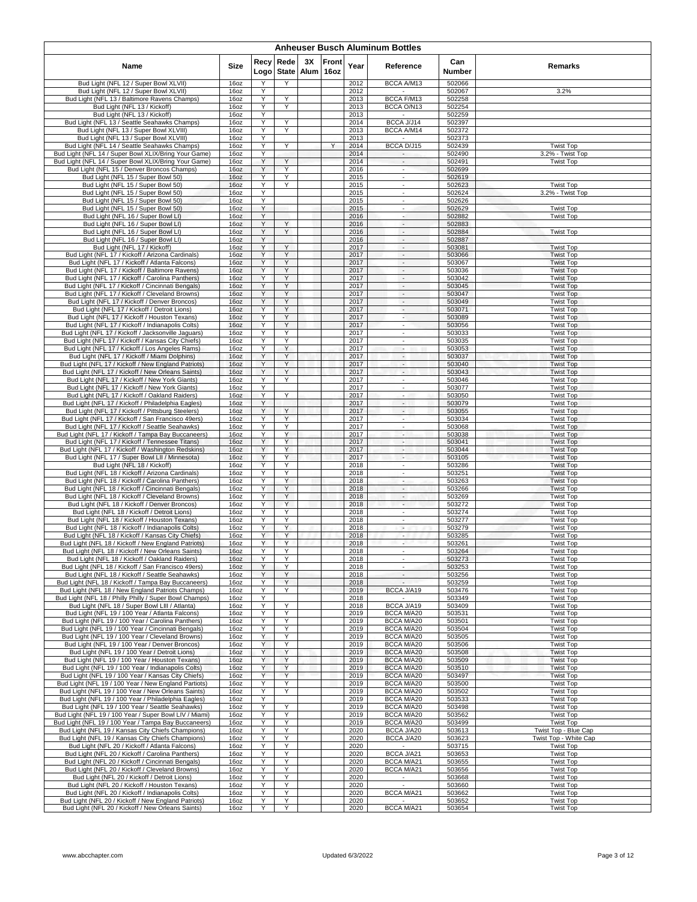# Anheuser Busch Aluminum Bottles

| Name | Size | Recy Logo | Rede State | 3X Alum | Front 16oz | Year | Reference | Can Number | Remarks |
|---|---|---|---|---|---|---|---|---|---|
| Bud Light (NFL 12 / Super Bowl XLVII) | 16oz | Y | Y | | | 2012 | BCCA A/M13 | 502066 | |
| Bud Light (NFL 12 / Super Bowl XLVII) | 16oz | Y | | | | 2012 | - | 502067 | 3.2% |
| Bud Light (NFL 13 / Baltimore Ravens Champs) | 16oz | Y | Y | | | 2013 | BCCA F/M13 | 502258 | |
| Bud Light (NFL 13 / Kickoff) | 16oz | Y | Y | | | 2013 | BCCA O/N13 | 502254 | |
| Bud Light (NFL 13 / Kickoff) | 16oz | Y | | | | 2013 | - | 502259 | |
| Bud Light (NFL 13 / Seattle Seahawks Champs) | 16oz | Y | Y | | | 2014 | BCCA J/J14 | 502397 | |
| Bud Light (NFL 13 / Super Bowl XLVIII) | 16oz | Y | Y | | | 2013 | BCCA A/M14 | 502372 | |
| Bud Light (NFL 13 / Super Bowl XLVIII) | 16oz | Y | | | | 2013 | - | 502373 | |
| Bud Light (NFL 14 / Seattle Seahawks Champs) | 16oz | Y | Y | | Y | 2014 | BCCA D/J15 | 502439 | Twist Top |
| Bud Light (NFL 14 / Super Bowl XLIX/Bring Your Game) | 16oz | Y | | | | 2014 | - | 502490 | 3.2% - Twist Top |
| Bud Light (NFL 14 / Super Bowl XLIX/Bring Your Game) | 16oz | Y | Y | | | 2014 | - | 502491 | Twist Top |
| Bud Light (NFL 15 / Denver Broncos Champs) | 16oz | Y | Y | | | 2016 | - | 502699 | |
| Bud Light (NFL 15 / Super Bowl 50) | 16oz | Y | Y | | | 2015 | - | 502619 | |
| Bud Light (NFL 15 / Super Bowl 50) | 16oz | Y | Y | | | 2015 | - | 502623 | Twist Top |
| Bud Light (NFL 15 / Super Bowl 50) | 16oz | Y | | | | 2015 | - | 502624 | 3.2% - Twist Top |
| Bud Light (NFL 15 / Super Bowl 50) | 16oz | Y | | | | 2015 | - | 502626 | |
| Bud Light (NFL 15 / Super Bowl 50) | 16oz | Y | | | | 2015 | - | 502629 | Twist Top |
| Bud Light (NFL 16 / Super Bowl LI) | 16oz | Y | | | | 2016 | - | 502882 | Twist Top |
| Bud Light (NFL 16 / Super Bowl LI) | 16oz | Y | Y | | | 2016 | - | 502883 | |
| Bud Light (NFL 16 / Super Bowl LI) | 16oz | Y | Y | | | 2016 | - | 502884 | Twist Top |
| Bud Light (NFL 16 / Super Bowl LI) | 16oz | Y | | | | 2016 | - | 502887 | |
| Bud Light (NFL 17 / Kickoff) | 16oz | Y | Y | | | 2017 | - | 503081 | Twist Top |
| Bud Light (NFL 17 / Kickoff / Arizona Cardinals) | 16oz | Y | Y | | | 2017 | - | 503066 | Twist Top |
| Bud Light (NFL 17 / Kickoff / Atlanta Falcons) | 16oz | Y | Y | | | 2017 | - | 503067 | Twist Top |
| Bud Light (NFL 17 / Kickoff / Baltimore Ravens) | 16oz | Y | Y | | | 2017 | - | 503036 | Twist Top |
| Bud Light (NFL 17 / Kickoff / Carolina Panthers) | 16oz | Y | Y | | | 2017 | - | 503042 | Twist Top |
| Bud Light (NFL 17 / Kickoff / Cincinnati Bengals) | 16oz | Y | Y | | | 2017 | - | 503045 | Twist Top |
| Bud Light (NFL 17 / Kickoff / Cleveland Browns) | 16oz | Y | Y | | | 2017 | - | 503047 | Twist Top |
| Bud Light (NFL 17 / Kickoff / Denver Broncos) | 16oz | Y | Y | | | 2017 | - | 503049 | Twist Top |
| Bud Light (NFL 17 / Kickoff / Detroit Lions) | 16oz | Y | Y | | | 2017 | - | 503071 | Twist Top |
| Bud Light (NFL 17 / Kickoff / Houston Texans) | 16oz | Y | Y | | | 2017 | - | 503089 | Twist Top |
| Bud Light (NFL 17 / Kickoff / Indianapolis Colts) | 16oz | Y | Y | | | 2017 | - | 503056 | Twist Top |
| Bud Light (NFL 17 / Kickoff / Jacksonville Jaguars) | 16oz | Y | Y | | | 2017 | - | 503033 | Twist Top |
| Bud Light (NFL 17 / Kickoff / Kansas City Chiefs) | 16oz | Y | Y | | | 2017 | - | 503035 | Twist Top |
| Bud Light (NFL 17 / Kickoff / Los Angeles Rams) | 16oz | Y | Y | | | 2017 | - | 503053 | Twist Top |
| Bud Light (NFL 17 / Kickoff / Miami Dolphins) | 16oz | Y | Y | | | 2017 | - | 503037 | Twist Top |
| Bud Light (NFL 17 / Kickoff / New England Patriots) | 16oz | Y | Y | | | 2017 | - | 503040 | Twist Top |
| Bud Light (NFL 17 / Kickoff / New Orleans Saints) | 16oz | Y | Y | | | 2017 | - | 503043 | Twist Top |
| Bud Light (NFL 17 / Kickoff / New York Giants) | 16oz | Y | Y | | | 2017 | - | 503046 | Twist Top |
| Bud Light (NFL 17 / Kickoff / New York Giants) | 16oz | Y | | | | 2017 | - | 503077 | Twist Top |
| Bud Light (NFL 17 / Kickoff / Oakland Raiders) | 16oz | Y | Y | | | 2017 | - | 503050 | Twist Top |
| Bud Light (NFL 17 / Kickoff / Philadelphia Eagles) | 16oz | Y | | | | 2017 | - | 503079 | Twist Top |
| Bud Light (NFL 17 / Kickoff / Pittsburg Steelers) | 16oz | Y | Y | | | 2017 | - | 503055 | Twist Top |
| Bud Light (NFL 17 / Kickoff / San Francisco 49ers) | 16oz | Y | Y | | | 2017 | - | 503034 | Twist Top |
| Bud Light (NFL 17 / Kickoff / Seattle Seahawks) | 16oz | Y | Y | | | 2017 | - | 503068 | Twist Top |
| Bud Light (NFL 17 / Kickoff / Tampa Bay Buccaneers) | 16oz | Y | Y | | | 2017 | - | 503038 | Twist Top |
| Bud Light (NFL 17 / Kickoff / Tennessee Titans) | 16oz | Y | Y | | | 2017 | - | 503041 | Twist Top |
| Bud Light (NFL 17 / Kickoff / Washington Redskins) | 16oz | Y | Y | | | 2017 | - | 503044 | Twist Top |
| Bud Light (NFL 17 / Super Bowl LII / Minnesota) | 16oz | Y | Y | | | 2017 | - | 503105 | Twist Top |
| Bud Light (NFL 18 / Kickoff) | 16oz | Y | Y | | | 2018 | - | 503286 | Twist Top |
| Bud Light (NFL 18 / Kickoff / Arizona Cardinals) | 16oz | Y | Y | | | 2018 | - | 503251 | Twist Top |
| Bud Light (NFL 18 / Kickoff / Carolina Panthers) | 16oz | Y | Y | | | 2018 | - | 503263 | Twist Top |
| Bud Light (NFL 18 / Kickoff / Cincinnati Bengals) | 16oz | Y | Y | | | 2018 | - | 503266 | Twist Top |
| Bud Light (NFL 18 / Kickoff / Cleveland Browns) | 16oz | Y | Y | | | 2018 | - | 503269 | Twist Top |
| Bud Light (NFL 18 / Kickoff / Denver Broncos) | 16oz | Y | Y | | | 2018 | - | 503272 | Twist Top |
| Bud Light (NFL 18 / Kickoff / Detroit Lions) | 16oz | Y | Y | | | 2018 | - | 503274 | Twist Top |
| Bud Light (NFL 18 / Kickoff / Houston Texans) | 16oz | Y | Y | | | 2018 | - | 503277 | Twist Top |
| Bud Light (NFL 18 / Kickoff / Indianapolis Colts) | 16oz | Y | Y | | | 2018 | - | 503279 | Twist Top |
| Bud Light (NFL 18 / Kickoff / Kansas City Chiefs) | 16oz | Y | Y | | | 2018 | - | 503285 | Twist Top |
| Bud Light (NFL 18 / Kickoff / New England Patriots) | 16oz | Y | Y | | | 2018 | - | 503261 | Twist Top |
| Bud Light (NFL 18 / Kickoff / New Orleans Saints) | 16oz | Y | Y | | | 2018 | - | 503264 | Twist Top |
| Bud Light (NFL 18 / Kickoff / Oakland Raiders) | 16oz | Y | Y | | | 2018 | - | 503273 | Twist Top |
| Bud Light (NFL 18 / Kickoff / San Francisco 49ers) | 16oz | Y | Y | | | 2018 | - | 503253 | Twist Top |
| Bud Light (NFL 18 / Kickoff / Seattle Seahawks) | 16oz | Y | Y | | | 2018 | - | 503256 | Twist Top |
| Bud Light (NFL 18 / Kickoff / Tampa Bay Buccaneers) | 16oz | Y | Y | | | 2018 | - | 503259 | Twist Top |
| Bud Light (NFL 18 / New England Patriots Champs) | 16oz | Y | Y | | | 2019 | BCCA J/A19 | 503476 | Twist Top |
| Bud Light (NFL 18 / Philly Philly / Super Bowl Champs) | 16oz | Y | | | | 2018 | - | 503349 | Twist Top |
| Bud Light (NFL 18 / Super Bowl LIII / Atlanta) | 16oz | Y | Y | | | 2018 | BCCA J/A19 | 503409 | Twist Top |
| Bud Light (NFL 19 / 100 Year / Atlanta Falcons) | 16oz | Y | Y | | | 2019 | BCCA M/A20 | 503531 | Twist Top |
| Bud Light (NFL 19 / 100 Year / Carolina Panthers) | 16oz | Y | Y | | | 2019 | BCCA M/A20 | 503501 | Twist Top |
| Bud Light (NFL 19 / 100 Year / Cincinnati Bengals) | 16oz | Y | Y | | | 2019 | BCCA M/A20 | 503504 | Twist Top |
| Bud Light (NFL 19 / 100 Year / Cleveland Browns) | 16oz | Y | Y | | | 2019 | BCCA M/A20 | 503505 | Twist Top |
| Bud Light (NFL 19 / 100 Year / Denver Broncos) | 16oz | Y | Y | | | 2019 | BCCA M/A20 | 503506 | Twist Top |
| Bud Light (NFL 19 / 100 Year / Detroit Lions) | 16oz | Y | Y | | | 2019 | BCCA M/A20 | 503508 | Twist Top |
| Bud Light (NFL 19 / 100 Year / Houston Texans) | 16oz | Y | Y | | | 2019 | BCCA M/A20 | 503509 | Twist Top |
| Bud Light (NFL 19 / 100 Year / Indianapolis Colts) | 16oz | Y | Y | | | 2019 | BCCA M/A20 | 503510 | Twist Top |
| Bud Light (NFL 19 / 100 Year / Kansas City Chiefs) | 16oz | Y | Y | | | 2019 | BCCA M/A20 | 503497 | Twist Top |
| Bud Light (NFL 19 / 100 Year / New England Partiots) | 16oz | Y | Y | | | 2019 | BCCA M/A20 | 503500 | Twist Top |
| Bud Light (NFL 19 / 100 Year / New Orleans Saints) | 16oz | Y | Y | | | 2019 | BCCA M/A20 | 503502 | Twist Top |
| Bud Light (NFL 19 / 100 Year / Philadelphia Eagles) | 16oz | Y | | | | 2019 | BCCA M/A20 | 503533 | Twist Top |
| Bud Light (NFL 19 / 100 Year / Seattle Seahawks) | 16oz | Y | Y | | | 2019 | BCCA M/A20 | 503498 | Twist Top |
| Bud Light (NFL 19 / 100 Year / Super Bowl LIV / Miami) | 16oz | Y | Y | | | 2019 | BCCA M/A20 | 503562 | Twist Top |
| Bud Light (NFL 19 / 100 Year / Tampa Bay Buccaneers) | 16oz | Y | Y | | | 2019 | BCCA M/A20 | 503499 | Twist Top |
| Bud Light (NFL 19 / Kansas City Chiefs Champions) | 16oz | Y | Y | | | 2020 | BCCA J/A20 | 503613 | Twist Top - Blue Cap |
| Bud Light (NFL 19 / Kansas City Chiefs Champions) | 16oz | Y | Y | | | 2020 | BCCA J/A20 | 503623 | Twist Top - White Cap |
| Bud Light (NFL 20 / Kickoff / Atlanta Falcons) | 16oz | Y | Y | | | 2020 | - | 503715 | Twist Top |
| Bud Light (NFL 20 / Kickoff / Carolina Panthers) | 16oz | Y | Y | | | 2020 | BCCA J/A21 | 503653 | Twist Top |
| Bud Light (NFL 20 / Kickoff / Cincinnati Bengals) | 16oz | Y | Y | | | 2020 | BCCA M/A21 | 503655 | Twist Top |
| Bud Light (NFL 20 / Kickoff / Cleveland Browns) | 16oz | Y | Y | | | 2020 | BCCA M/A21 | 503656 | Twist Top |
| Bud Light (NFL 20 / Kickoff / Detroit Lions) | 16oz | Y | Y | | | 2020 | - | 503668 | Twist Top |
| Bud Light (NFL 20 / Kickoff / Houston Texans) | 16oz | Y | Y | | | 2020 | - | 503660 | Twist Top |
| Bud Light (NFL 20 / Kickoff / Indianapolis Colts) | 16oz | Y | Y | | | 2020 | BCCA M/A21 | 503662 | Twist Top |
| Bud Light (NFL 20 / Kickoff / New England Patriots) | 16oz | Y | Y | | | 2020 | - | 503652 | Twist Top |
| Bud Light (NFL 20 / Kickoff / New Orleans Saints) | 16oz | Y | Y | | | 2020 | BCCA M/A21 | 503654 | Twist Top |

www.abcchapter.com Updated 6/3/2022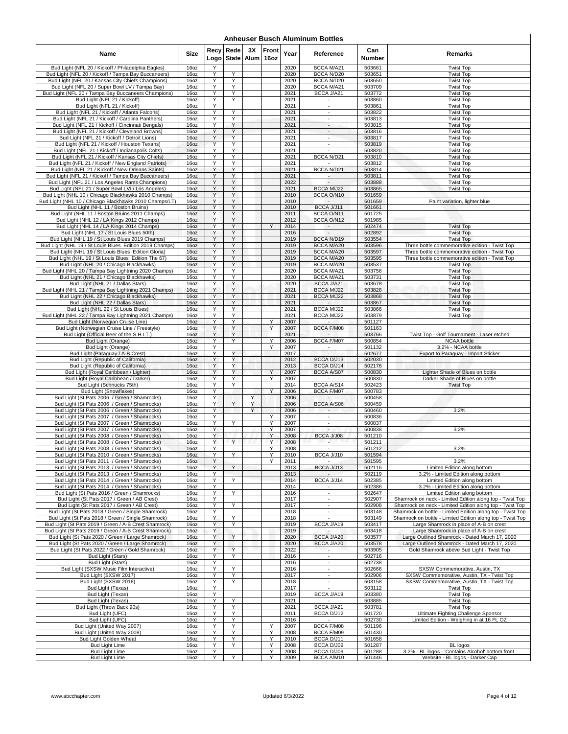# Anheuser Busch Aluminum Bottles

| Name | Size | Recy Logo | Rede State | 3X Alum | Front 16oz | Year | Reference | Can Number | Remarks |
|---|---|---|---|---|---|---|---|---|---|
| Bud Light (NFL 20 / Kickoff / Philadelphia Eagles) | 16oz | Y | | | | 2020 | BCCA M/A21 | 503661 | Twist Top |
| Bud Light (NFL 20 / Kickoff / Tampa Bay Buccaneers) | 16oz | Y | Y | | | 2020 | BCCA N/D20 | 503651 | Twist Top |
| Bud Light (NFL 20 / Kansas City Chiefs Champions) | 16oz | Y | Y | | | 2020 | BCCA N/D20 | 503650 | Twist Top |
| Bud Light (NFL 20 / Super Bowl LV / Tampa Bay) | 16oz | Y | Y | | | 2020 | BCCA M/A21 | 503709 | Twist Top |
| Bud Light (NFL 20 / Tampa Bay Buccaneers Champions) | 16oz | Y | Y | | | 2021 | BCCA J/A21 | 503772 | Twist Top |
| Bud Light (NFL 21 / Kickoff) | 16oz | Y | Y | | | 2021 | - | 503860 | Twist Top |
| Bud Light (NFL 21 / Kickoff) | 16oz | Y | | | | 2021 | - | 503861 | Twist Top |
| Bud Light (NFL 21 / Kickoff / Atlanta Falcons) | 16oz | Y | Y | | | 2021 | - | 503822 | Twist Top |
| Bud Light (NFL 21 / Kickoff / Carolina Panthers) | 16oz | Y | Y | | | 2021 | - | 503813 | Twist Top |
| Bud Light (NFL 21 / Kickoff / Cincinnati Bengals) | 16oz | Y | Y | | | 2021 | - | 503815 | Twist Top |
| Bud Light (NFL 21 / Kickoff / Cleveland Browns) | 16oz | Y | Y | | | 2021 | - | 503816 | Twist Top |
| Bud Light (NFL 21 / Kickoff / Detroit Lions) | 16oz | Y | Y | | | 2021 | - | 503817 | Twist Top |
| Bud Light (NFL 21 / Kickoff / Houston Texans) | 16oz | Y | Y | | | 2021 | - | 503819 | Twist Top |
| Bud Light (NFL 21 / Kickoff / Indianapolis Colts) | 16oz | Y | Y | | | 2021 | - | 503820 | Twist Top |
| Bud Light (NFL 21 / Kickoff / Kansas City Chiefs) | 16oz | Y | Y | | | 2021 | BCCA N/D21 | 503810 | Twist Top |
| Bud Light (NFL 21 / Kickoff / New England Patriots) | 16oz | Y | Y | | | 2021 | - | 503812 | Twist Top |
| Bud Light (NFL 21 / Kickoff / New Orleans Saints) | 16oz | Y | Y | | | 2021 | BCCA N/D21 | 503814 | Twist Top |
| Bud Light (NFL 21 / Kickoff / Tampa Bay Buccaneers) | 16oz | Y | Y | | | 2021 | - | 503811 | Twist Top |
| Bud Light (NFL 21 / Los Angeles Rams Champions) | 16oz | Y | Y | | | 2022 | - | 503888 | Twist Top |
| Bud Light (NFL 21 / Super Bowl LVI / Los Angeles) | 16oz | Y | Y | | | 2021 | BCCA M/J22 | 503865 | Twist Top |
| Bud Light (NHL 10 / Chicago Blackhawks 2010 Champs) | 16oz | Y | Y | | | 2010 | BCCA O/N10 | 501659 | |
| Bud Light (NHL 10 / Chicago Blackhawks 2010 Champs/LT) | 16oz | Y | Y | | | 2010 | - | 501659 | Paint variation, lighter blue |
| Bud Light (NHL 11 / Boston Bruins) | 16oz | Y | Y | | | 2010 | BCCA J/J11 | 501661 | |
| Bud Light (NHL 11 / Boston Bruins 2011 Champs) | 16oz | Y | Y | | | 2011 | BCCA O/N11 | 501725 | |
| Bud Light (NHL 12 / LA Kings 2012 Champs) | 16oz | Y | Y | | | 2012 | BCCA O/N12 | 501985 | |
| Bud Light (NHL 14 / LA Kings 2014 Champs) | 16oz | Y | Y | | Y | 2014 | - | 502474 | Twist Top |
| Bud Light (NHL 17 / St Louis Blues 50th) | 16oz | Y | Y | | | 2016 | - | 502892 | Twist Top |
| Bud Light (NHL 19 / St Louis Blues 2019 Champs) | 16oz | Y | Y | | | 2019 | BCCA N/D19 | 503554 | Twist Top |
| Bud Light (NHL 19 / St Louis Blues Edition 2019 Champs) | 16oz | Y | Y | | | 2019 | BCCA M/A20 | 503596 | Three bottle commemorative edition - Twist Top |
| Bud Light (NHL 19 / St Louis Blues Edition Gloria) | 16oz | Y | Y | | | 2019 | BCCA M/A20 | 503597 | Three bottle commemorative edition - Twist Top |
| Bud Light (NHL 19 / St Louis Blues Edition The 67) | 16oz | Y | Y | | | 2019 | BCCA M/A20 | 503595 | Three bottle commemorative edition - Twist Top |
| Bud Light (NHL 20 / Chicago Blackhawks) | 16oz | Y | Y | | | 2019 | BCCA M/A20 | 503537 | Twist Top |
| Bud Light (NHL 20 / Tampa Bay Lightning 2020 Champs) | 16oz | Y | Y | | | 2020 | BCCA M/A21 | 503756 | Twist Top |
| Bud Light (NHL 21 / Chicago Blackhawks) | 16oz | Y | Y | | | 2020 | BCCA M/A21 | 503731 | Twist Top |
| Bud Light (NHL 21 / Dallas Stars) | 16oz | Y | Y | | | 2020 | BCCA J/A21 | 503678 | Twist Top |
| Bud Light (NHL 21 / Tampa Bay Lightning 2021 Champs) | 16oz | Y | Y | | | 2021 | BCCA M/J22 | 503828 | Twist Top |
| Bud Light (NHL 22 / Chicago Blackhawks) | 16oz | Y | Y | | | 2021 | BCCA M/J22 | 503868 | Twist Top |
| Bud Light (NHL 22 / Dallas Stars) | 16oz | Y | Y | | | 2021 | - | 503867 | Twist Top |
| Bud Light (NHL 22 / St Louis Blues) | 16oz | Y | Y | | | 2021 | BCCA M/J22 | 503866 | Twist Top |
| Bud Light (NHL 22 / Tampa Bay Lightning 2021 Champs) | 16oz | Y | Y | | | 2021 | BCCA M/J22 | 503879 | Twist Top |
| Bud Light (Norwegian Cruise Line) | 16oz | Y | Y | | Y | 2007 | - | 501127 | |
| Bud Light (Norwegian Cruise Line / Freestyle) | 16oz | Y | Y | | Y | 2007 | BCCA F/M08 | 501163 | |
| Bud Light (Official Beer of the S.H.I.T.) | 16oz | Y | Y | | | 2021 | - | 503766 | Twist Top - Golf Tournament - Laser etched |
| Bud Light (Orange) | 16oz | Y | Y | | Y | 2006 | BCCA F/M07 | 500854 | NCAA bottle |
| Bud Light (Orange) | 16oz | Y | | | Y | 2007 | - | 501132 | 3.2% - NCAA bottle |
| Bud Light (Paraguay / A-B Crest) | 16oz | Y | Y | | | 2017 | - | 502677 | Export to Paraguay - Import Sticker |
| Bud Light (Republic of California) | 16oz | Y | Y | | | 2012 | BCCA D/J13 | 502030 | |
| Bud Light (Republic of California) | 16oz | Y | Y | | | 2013 | BCCA D/J14 | 502176 | |
| Bud Light (Royal Caribbean / Lighter) | 16oz | Y | Y | | Y | 2007 | BCCA A/S07 | 500830 | Lighter Shade of Blues on bottle |
| Bud Light (Royal Caribbean / Darker) | 16oz | Y | Y | | Y | 2007 | - | 500830 | Darker Shade of Blues on bottle |
| Bud Light (Schnucks 75th) | 16oz | Y | Y | | | 2014 | BCCA A/S14 | 502423 | Twist Top |
| Bud Light (Snowflakes) | 16oz | Y | | | Y | 2006 | BCCA F/M07 | 500783 | |
| Bud Light (St Pats 2006 / Green / Shamrocks) | 16oz | Y | | Y | | 2006 | - | 500458 | |
| Bud Light (St Pats 2006 / Green / Shamrocks) | 16oz | Y | Y | Y | | 2006 | BCCA A/S06 | 500459 | |
| Bud Light (St Pats 2006 / Green / Shamrocks) | 16oz | Y | | Y | | 2006 | - | 500460 | 3.2% |
| Bud Light (St Pats 2007 / Green / Shamrocks) | 16oz | Y | | | Y | 2007 | - | 500836 | |
| Bud Light (St Pats 2007 / Green / Shamrocks) | 16oz | Y | Y | | Y | 2007 | - | 500837 | |
| Bud Light (St Pats 2007 / Green / Shamrocks) | 16oz | Y | | | Y | 2007 | - | 500838 | 3.2% |
| Bud Light (St Pats 2008 / Green / Shamrocks) | 16oz | Y | | | Y | 2008 | BCCA J/J08 | 501210 | |
| Bud Light (St Pats 2008 / Green / Shamrocks) | 16oz | Y | Y | | Y | 2008 | - | 501211 | |
| Bud Light (St Pats 2008 / Green / Shamrocks) | 16oz | Y | | | Y | 2008 | - | 501212 | 3.2% |
| Bud Light (St Pats 2010 / Green / Shamrocks) | 16oz | Y | Y | | Y | 2010 | BCCA J/J10 | 501594 | |
| Bud Light (St Pats 2011 / Green / Shamrocks) | 16oz | Y | | | Y | 2011 | - | 501595 | 3.2% |
| Bud Light (St Pats 2013 / Green / Shamrocks) | 16oz | Y | Y | | | 2013 | BCCA J/J13 | 502116 | Limited Edition along bottom |
| Bud Light (St Pats 2013 / Green / Shamrocks) | 16oz | Y | | | | 2013 | - | 502119 | 3.2% - Limited Edition along bottom |
| Bud Light (St Pats 2014 / Green / Shamrocks) | 16oz | Y | Y | | | 2014 | BCCA J/J14 | 502385 | Limited Edition along bottom |
| Bud Light (St Pats 2014 / Green / Shamrocks) | 16oz | Y | | | | 2014 | - | 502386 | 3.2% - Limited Edition along bottom |
| Bud Light (St Pats 2016 / Green / Shamrocks) | 16oz | Y | Y | | | 2016 | - | 502647 | Limited Edition along bottom |
| Bud Light (St Pats 2017 / Green / AB Crest) | 16oz | Y | | | | 2017 | - | 502907 | Shamrock on neck - Limited Edition along top - Twist Top |
| Bud Light (St Pats 2017 / Green / AB Crest) | 16oz | Y | Y | | | 2017 | - | 502908 | Shamrock on neck - Limited Edition along top - Twist Top |
| Bud Light (St Pats 2018 / Green / Single Shamrock) | 16oz | Y | | | | 2018 | - | 503148 | Shamrock on bottle - Limited Edition along top - Twist Top |
| Bud Light (St Pats 2018 / Green / Single Shamrock) | 16oz | Y | Y | | | 2018 | - | 503149 | Shamrock on bottle - Limited Edition along top - Twist Top |
| Bud Light (St Pats 2019 / Green / A-B Crest Shamrock) | 16oz | Y | Y | | | 2019 | BCCA J/A19 | 503417 | Large Shamrock in place of A-B on crest |
| Bud Light (St Pats 2019 / Green / A-B Crest Shamrock) | 16oz | Y | | | | 2019 | - | 503418 | Large Shamrock in place of A-B on crest |
| Bud Light (St Pats 2020 / Green / Large Shamrock) | 16oz | Y | Y | | | 2020 | BCCA J/A20 | 503577 | Large Outlined Shamrock - Dated March 17, 2020 |
| Bud Light (St Pats 2020 / Green / Large Shamrock) | 16oz | Y | | | | 2020 | BCCA J/A20 | 503578 | Large Outlined Shamrock - Dated March 17, 2020 |
| Bud Light (St Pats 2022 / Green / Gold Shamrock) | 16oz | Y | Y | | | 2022 | - | 503905 | Gold Shamrock above Bud Light - Twist Top |
| Bud Light (Stars) | 16oz | Y | Y | | | 2016 | - | 502716 | |
| Bud Light (Stars) | 16oz | Y | | | | 2016 | - | 502738 | |
| Bud Light (SXSW Music Film Interactive) | 16oz | Y | Y | | | 2016 | - | 502666 | SXSW Commemorative, Austin, TX |
| Bud Light (SXSW 2017) | 16oz | Y | Y | | | 2017 | - | 502906 | SXSW Commemorative, Austin, TX - Twist Top |
| Bud Light (SXSW 2018) | 16oz | Y | Y | | | 2018 | - | 503158 | SXSW Commemorative, Austin, TX - Twist Top |
| Bud Light (Texas) | 16oz | Y | | | | 2017 | - | 503112 | Twist Top |
| Bud Light (Texas) | 16oz | Y | | | | 2019 | BCCA J/A19 | 503380 | Twist Top |
| Bud Light (Texas) | 16oz | Y | Y | | | 2021 | - | 503885 | Twist Top |
| Bud Light (Throw Back 90s) | 16oz | Y | Y | | | 2021 | BCCA J/A21 | 503781 | Twist Top |
| Bud Light (UFC) | 16oz | Y | Y | | | 2011 | BCCA D/J12 | 501720 | Ultimate Fighting Challenge Sponsor |
| Bud Light (UFC) | 16oz | Y | Y | | | 2016 | - | 502730 | Limited Edition - Weighing in at 16 FL OZ |
| Bud Light (United Way 2007) | 16oz | Y | Y | | Y | 2007 | BCCA F/M08 | 501196 | |
| Bud Light (United Way 2008) | 16oz | Y | Y | | Y | 2008 | BCCA F/M09 | 501430 | |
| Bud Light Golden Wheat | 16oz | Y | Y | | Y | 2010 | BCCA D/J11 | 501658 | |
| Bud Light Lime | 16oz | Y | Y | | Y | 2008 | BCCA D/J09 | 501287 | BL logos |
| Bud Light Lime | 16oz | Y | | | Y | 2008 | BCCA D/J09 | 501288 | 3.2% - BL logos - 'Contains Alcohol' bottom front |
| Bud Light Lime | 16oz | Y | Y | | Y | 2009 | BCCA A/M10 | 501446 | Website - BL logos - Darker Cap |

www.abcchapter.com Updated 6/3/2022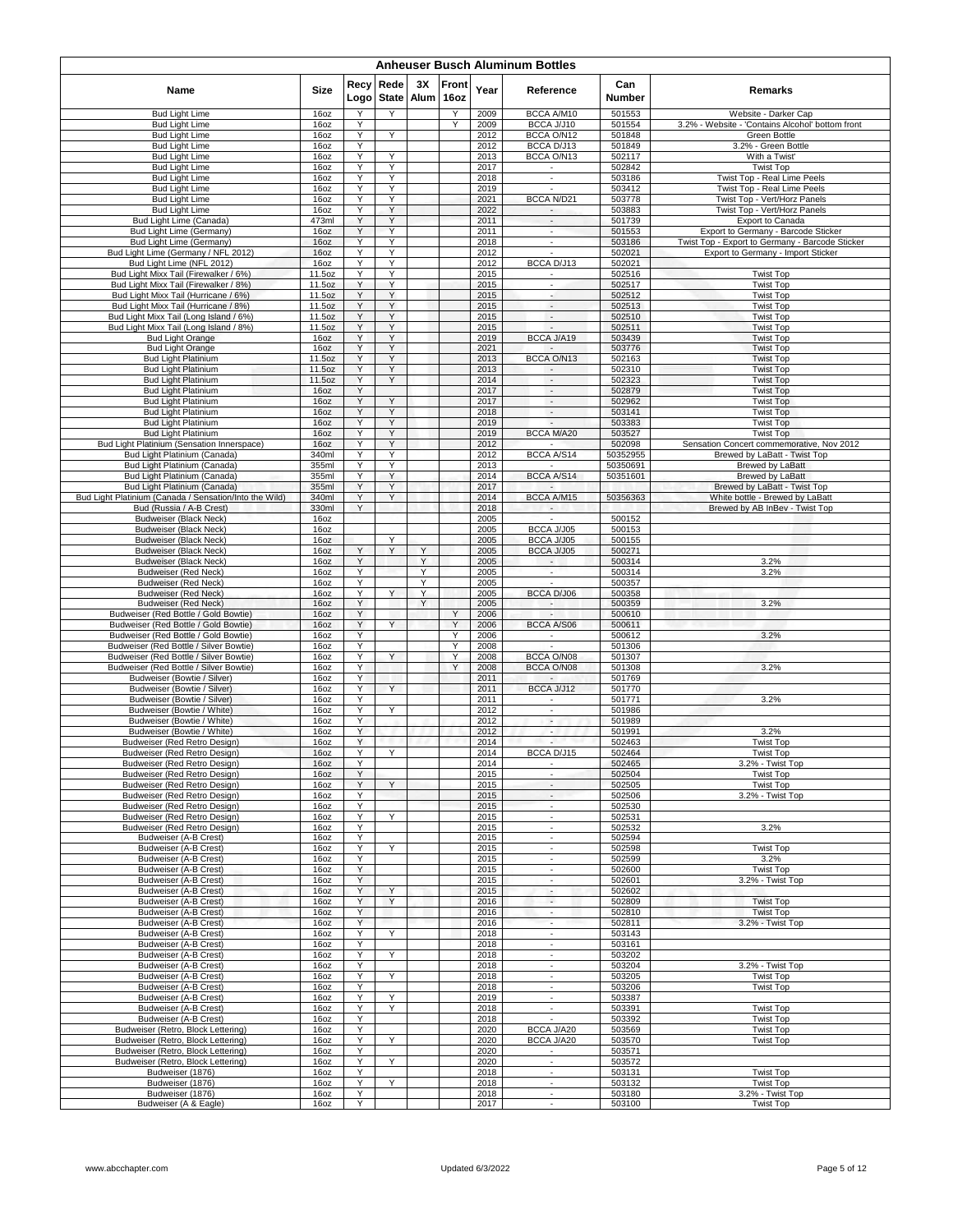# Anheuser Busch Aluminum Bottles

| Name | Size | Recy Logo | Rede State | 3X Alum | Front 16oz | Year | Reference | Can Number | Remarks |
|---|---|---|---|---|---|---|---|---|---|
| Bud Light Lime | 16oz | Y | Y | | Y | 2009 | BCCA A/M10 | 501553 | Website - Darker Cap |
| Bud Light Lime | 16oz | Y | | | Y | 2009 | BCCA J/J10 | 501554 | 3.2% - Website - 'Contains Alcohol' bottom front |
| Bud Light Lime | 16oz | Y | Y | | | 2012 | BCCA O/N12 | 501848 | Green Bottle |
| Bud Light Lime | 16oz | Y | | | | 2012 | BCCA D/J13 | 501849 | 3.2% - Green Bottle |
| Bud Light Lime | 16oz | Y | Y | | | 2013 | BCCA O/N13 | 502117 | With a Twist' |
| Bud Light Lime | 16oz | Y | Y | | | 2017 | - | 502842 | Twist Top |
| Bud Light Lime | 16oz | Y | Y | | | 2018 | - | 503186 | Twist Top - Real Lime Peels |
| Bud Light Lime | 16oz | Y | Y | | | 2019 | - | 503412 | Twist Top - Real Lime Peels |
| Bud Light Lime | 16oz | Y | Y | | | 2021 | BCCA N/D21 | 503778 | Twist Top - Vert/Horz Panels |
| Bud Light Lime | 16oz | Y | Y | | | 2022 | - | 503883 | Twist Top - Vert/Horz Panels |
| Bud Light Lime (Canada) | 473ml | Y | Y | | | 2011 | - | 501739 | Export to Canada |
| Bud Light Lime (Germany) | 16oz | Y | Y | | | 2011 | - | 501553 | Export to Germany - Barcode Sticker |
| Bud Light Lime (Germany) | 16oz | Y | Y | | | 2018 | - | 503186 | Twist Top - Export to Germany - Barcode Sticker |
| Bud Light Lime (Germany / NFL 2012) | 16oz | Y | Y | | | 2012 | - | 502021 | Export to Germany - Import Sticker |
| Bud Light Lime (NFL 2012) | 16oz | Y | Y | | | 2012 | BCCA D/J13 | 502021 | |
| Bud Light Mixx Tail (Firewalker / 6%) | 11.5oz | Y | Y | | | 2015 | - | 502516 | Twist Top |
| Bud Light Mixx Tail (Firewalker / 8%) | 11.5oz | Y | Y | | | 2015 | - | 502517 | Twist Top |
| Bud Light Mixx Tail (Hurricane / 6%) | 11.5oz | Y | Y | | | 2015 | - | 502512 | Twist Top |
| Bud Light Mixx Tail (Hurricane / 8%) | 11.5oz | Y | Y | | | 2015 | - | 502513 | Twist Top |
| Bud Light Mixx Tail (Long Island / 6%) | 11.5oz | Y | Y | | | 2015 | - | 502510 | Twist Top |
| Bud Light Mixx Tail (Long Island / 8%) | 11.5oz | Y | Y | | | 2015 | - | 502511 | Twist Top |
| Bud Light Orange | 16oz | Y | Y | | | 2019 | BCCA J/A19 | 503439 | Twist Top |
| Bud Light Orange | 16oz | Y | Y | | | 2021 | - | 503776 | Twist Top |
| Bud Light Platinium | 11.5oz | Y | Y | | | 2013 | BCCA O/N13 | 502163 | Twist Top |
| Bud Light Platinium | 11.5oz | Y | Y | | | 2013 | - | 502310 | Twist Top |
| Bud Light Platinium | 11.5oz | Y | Y | | | 2014 | - | 502323 | Twist Top |
| Bud Light Platinium | 16oz | Y | | | | 2017 | - | 502879 | Twist Top |
| Bud Light Platinium | 16oz | Y | Y | | | 2017 | - | 502962 | Twist Top |
| Bud Light Platinium | 16oz | Y | Y | | | 2018 | - | 503141 | Twist Top |
| Bud Light Platinium | 16oz | Y | Y | | | 2019 | - | 503383 | Twist Top |
| Bud Light Platinium | 16oz | Y | Y | | | 2019 | BCCA M/A20 | 503527 | Twist Top |
| Bud Light Platinium (Sensation Innerspace) | 16oz | Y | Y | | | 2012 | - | 502098 | Sensation Concert commemorative, Nov 2012 |
| Bud Light Platinium (Canada) | 340ml | Y | Y | | | 2012 | BCCA A/S14 | 50352955 | Brewed by LaBatt - Twist Top |
| Bud Light Platinium (Canada) | 355ml | Y | Y | | | 2013 | - | 50350691 | Brewed by LaBatt |
| Bud Light Platinium (Canada) | 355ml | Y | Y | | | 2014 | BCCA A/S14 | 50351601 | Brewed by LaBatt |
| Bud Light Platinium (Canada) | 355ml | Y | Y | | | 2017 | - | | Brewed by LaBatt - Twist Top |
| Bud Light Platinium (Canada / Sensation/Into the Wild) | 340ml | Y | Y | | | 2014 | BCCA A/M15 | 50356363 | White bottle - Brewed by LaBatt |
| Bud (Russia / A-B Crest) | 330ml | Y | | | | 2018 | - | | Brewed by AB InBev - Twist Top |
| Budweiser (Black Neck) | 16oz | | | | | 2005 | - | 500152 | |
| Budweiser (Black Neck) | 16oz | | | | | 2005 | BCCA J/J05 | 500153 | |
| Budweiser (Black Neck) | 16oz | | Y | | | 2005 | BCCA J/J05 | 500155 | |
| Budweiser (Black Neck) | 16oz | Y | Y | Y | | 2005 | BCCA J/J05 | 500271 | |
| Budweiser (Black Neck) | 16oz | Y | | Y | | 2005 | - | 500314 | 3.2% |
| Budweiser (Red Neck) | 16oz | Y | | Y | | 2005 | - | 500314 | 3.2% |
| Budweiser (Red Neck) | 16oz | Y | | Y | | 2005 | - | 500357 | |
| Budweiser (Red Neck) | 16oz | Y | Y | Y | | 2005 | BCCA D/J06 | 500358 | |
| Budweiser (Red Neck) | 16oz | Y | | Y | | 2005 | - | 500359 | 3.2% |
| Budweiser (Red Bottle / Gold Bowtie) | 16oz | Y | | | Y | 2006 | - | 500610 | |
| Budweiser (Red Bottle / Gold Bowtie) | 16oz | Y | Y | | Y | 2006 | BCCA A/S06 | 500611 | |
| Budweiser (Red Bottle / Gold Bowtie) | 16oz | Y | | | Y | 2006 | - | 500612 | 3.2% |
| Budweiser (Red Bottle / Silver Bowtie) | 16oz | Y | | | Y | 2008 | - | 501306 | |
| Budweiser (Red Bottle / Silver Bowtie) | 16oz | Y | Y | | Y | 2008 | BCCA O/N08 | 501307 | |
| Budweiser (Red Bottle / Silver Bowtie) | 16oz | Y | | | Y | 2008 | BCCA O/N08 | 501308 | 3.2% |
| Budweiser (Bowtie / Silver) | 16oz | Y | | | | 2011 | - | 501769 | |
| Budweiser (Bowtie / Silver) | 16oz | Y | Y | | | 2011 | BCCA J/J12 | 501770 | |
| Budweiser (Bowtie / Silver) | 16oz | Y | | | | 2011 | - | 501771 | 3.2% |
| Budweiser (Bowtie / White) | 16oz | Y | Y | | | 2012 | - | 501986 | |
| Budweiser (Bowtie / White) | 16oz | Y | | | | 2012 | - | 501989 | |
| Budweiser (Bowtie / White) | 16oz | Y | | | | 2012 | - | 501991 | 3.2% |
| Budweiser (Red Retro Design) | 16oz | Y | | | | 2014 | - | 502463 | Twist Top |
| Budweiser (Red Retro Design) | 16oz | Y | Y | | | 2014 | BCCA D/J15 | 502464 | Twist Top |
| Budweiser (Red Retro Design) | 16oz | Y | | | | 2014 | - | 502465 | 3.2% - Twist Top |
| Budweiser (Red Retro Design) | 16oz | Y | | | | 2015 | - | 502504 | Twist Top |
| Budweiser (Red Retro Design) | 16oz | Y | Y | | | 2015 | - | 502505 | Twist Top |
| Budweiser (Red Retro Design) | 16oz | Y | | | | 2015 | - | 502506 | 3.2% - Twist Top |
| Budweiser (Red Retro Design) | 16oz | Y | | | | 2015 | - | 502530 | |
| Budweiser (Red Retro Design) | 16oz | Y | Y | | | 2015 | - | 502531 | |
| Budweiser (Red Retro Design) | 16oz | Y | | | | 2015 | - | 502532 | 3.2% |
| Budweiser (A-B Crest) | 16oz | Y | | | | 2015 | - | 502594 | |
| Budweiser (A-B Crest) | 16oz | Y | Y | | | 2015 | - | 502598 | Twist Top |
| Budweiser (A-B Crest) | 16oz | Y | | | | 2015 | - | 502599 | 3.2% |
| Budweiser (A-B Crest) | 16oz | Y | | | | 2015 | - | 502600 | Twist Top |
| Budweiser (A-B Crest) | 16oz | Y | | | | 2015 | - | 502601 | 3.2% - Twist Top |
| Budweiser (A-B Crest) | 16oz | Y | Y | | | 2015 | - | 502602 | |
| Budweiser (A-B Crest) | 16oz | Y | Y | | | 2016 | - | 502809 | Twist Top |
| Budweiser (A-B Crest) | 16oz | Y | | | | 2016 | - | 502810 | Twist Top |
| Budweiser (A-B Crest) | 16oz | Y | | | | 2016 | - | 502811 | 3.2% - Twist Top |
| Budweiser (A-B Crest) | 16oz | Y | Y | | | 2018 | - | 503143 | |
| Budweiser (A-B Crest) | 16oz | Y | | | | 2018 | - | 503161 | |
| Budweiser (A-B Crest) | 16oz | Y | Y | | | 2018 | - | 503202 | |
| Budweiser (A-B Crest) | 16oz | Y | | | | 2018 | - | 503204 | 3.2% - Twist Top |
| Budweiser (A-B Crest) | 16oz | Y | Y | | | 2018 | - | 503205 | Twist Top |
| Budweiser (A-B Crest) | 16oz | Y | | | | 2018 | - | 503206 | Twist Top |
| Budweiser (A-B Crest) | 16oz | Y | Y | | | 2019 | - | 503387 | |
| Budweiser (A-B Crest) | 16oz | Y | Y | | | 2018 | - | 503391 | Twist Top |
| Budweiser (A-B Crest) | 16oz | Y | | | | 2018 | - | 503392 | Twist Top |
| Budweiser (Retro, Block Lettering) | 16oz | Y | | | | 2020 | BCCA J/A20 | 503569 | Twist Top |
| Budweiser (Retro, Block Lettering) | 16oz | Y | Y | | | 2020 | BCCA J/A20 | 503570 | Twist Top |
| Budweiser (Retro, Block Lettering) | 16oz | Y | | | | 2020 | - | 503571 | |
| Budweiser (Retro, Block Lettering) | 16oz | Y | Y | | | 2020 | - | 503572 | |
| Budweiser (1876) | 16oz | Y | | | | 2018 | - | 503131 | Twist Top |
| Budweiser (1876) | 16oz | Y | Y | | | 2018 | - | 503132 | Twist Top |
| Budweiser (1876) | 16oz | Y | | | | 2018 | - | 503180 | 3.2% - Twist Top |
| Budweiser (A & Eagle) | 16oz | Y | | | | 2017 | - | 503100 | Twist Top |

www.abcchapter.com Updated 6/3/2022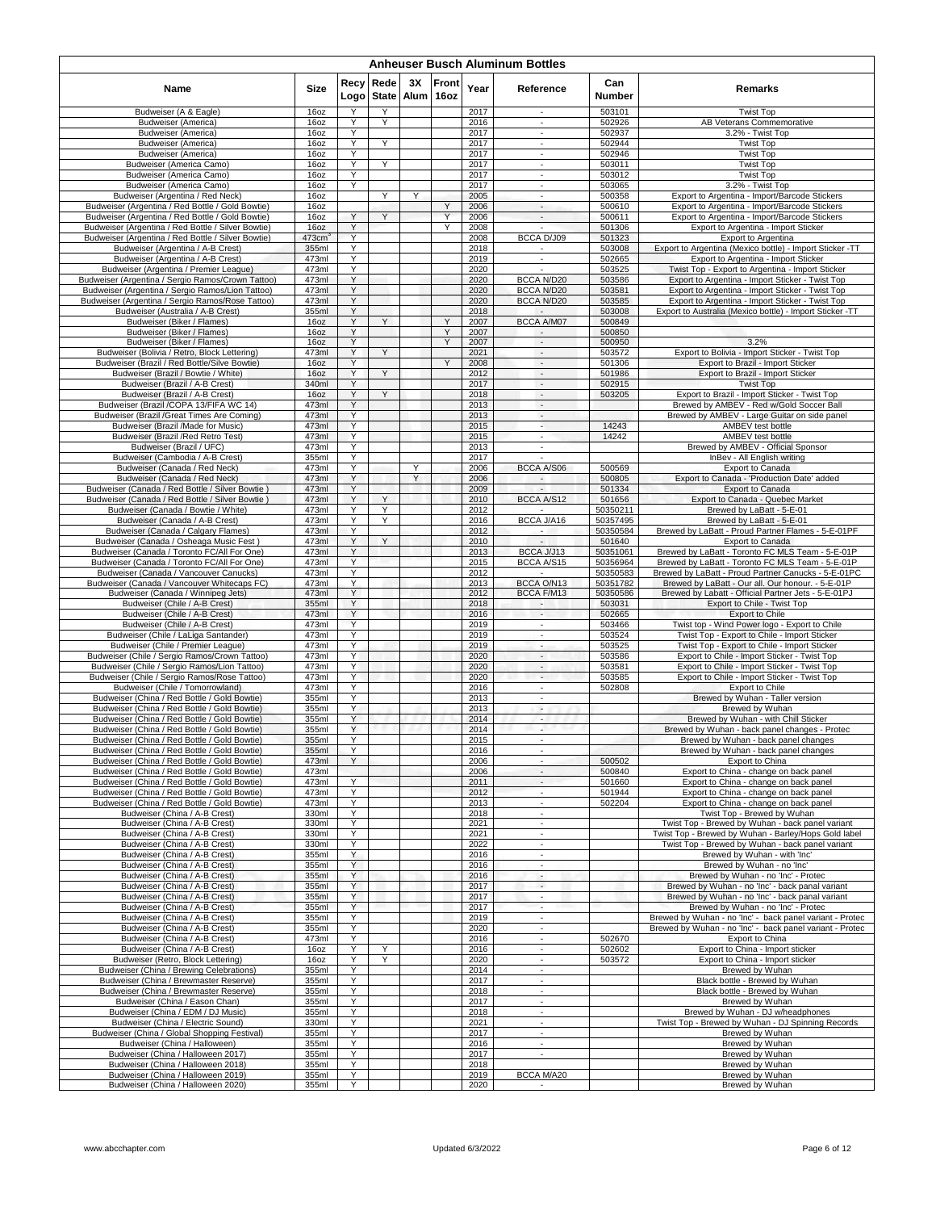# Anheuser Busch Aluminum Bottles

| Name | Size | Recy Logo | Rede State | 3X Alum | Front 16oz | Year | Reference | Can Number | Remarks |
|---|---|---|---|---|---|---|---|---|---|
| Budweiser (A & Eagle) | 16oz | Y | Y | | | 2017 | - | 503101 | Twist Top |
| Budweiser (America) | 16oz | Y | Y | | | 2016 | - | 502926 | AB Veterans Commemorative |
| Budweiser (America) | 16oz | Y | | | | 2017 | - | 502937 | 3.2% - Twist Top |
| Budweiser (America) | 16oz | Y | Y | | | 2017 | - | 502944 | Twist Top |
| Budweiser (America) | 16oz | Y | | | | 2017 | - | 502946 | Twist Top |
| Budweiser (America Camo) | 16oz | Y | Y | | | 2017 | - | 503011 | Twist Top |
| Budweiser (America Camo) | 16oz | Y | | | | 2017 | - | 503012 | Twist Top |
| Budweiser (America Camo) | 16oz | Y | | | | 2017 | - | 503065 | 3.2% - Twist Top |
| Budweiser (Argentina / Red Neck) | 16oz | | Y | Y | | 2005 | - | 500358 | Export to Argentina - Import/Barcode Stickers |
| Budweiser (Argentina / Red Bottle / Gold Bowtie) | 16oz | | | | Y | 2006 | - | 500610 | Export to Argentina - Import/Barcode Stickers |
| Budweiser (Argentina / Red Bottle / Gold Bowtie) | 16oz | Y | Y | | Y | 2006 | - | 500611 | Export to Argentina - Import/Barcode Stickers |
| Budweiser (Argentina / Red Bottle / Silver Bowtie) | 16oz | Y | | | Y | 2008 | - | 501306 | Export to Argentina - Import Sticker |
| Budweiser (Argentina / Red Bottle / Silver Bowtie) | 473cm³ | Y | | | | 2008 | BCCA D/J09 | 501323 | Export to Argentina |
| Budweiser (Argentina / A-B Crest) | 355ml | Y | | | | 2018 | - | 503008 | Export to Argentina (Mexico bottle) - Import Sticker -TT |
| Budweiser (Argentina / A-B Crest) | 473ml | Y | | | | 2019 | - | 502665 | Export to Argentina - Import Sticker |
| Budweiser (Argentina / Premier League) | 473ml | Y | | | | 2020 | - | 503525 | Twist Top - Export to Argentina - Import Sticker |
| Budweiser (Argentina / Sergio Ramos/Crown Tattoo) | 473ml | Y | | | | 2020 | BCCA N/D20 | 503586 | Export to Argentina - Import Sticker - Twist Top |
| Budweiser (Argentina / Sergio Ramos/Lion Tattoo) | 473ml | Y | | | | 2020 | BCCA N/D20 | 503581 | Export to Argentina - Import Sticker - Twist Top |
| Budweiser (Argentina / Sergio Ramos/Rose Tattoo) | 473ml | Y | | | | 2020 | BCCA N/D20 | 503585 | Export to Argentina - Import Sticker - Twist Top |
| Budweiser (Australia / A-B Crest) | 355ml | Y | | | | 2018 | - | 503008 | Export to Australia (Mexico bottle) - Import Sticker -TT |
| Budweiser (Biker / Flames) | 16oz | Y | Y | | Y | 2007 | BCCA A/M07 | 500849 | |
| Budweiser (Biker / Flames) | 16oz | Y | | | Y | 2007 | - | 500850 | |
| Budweiser (Biker / Flames) | 16oz | Y | | | Y | 2007 | - | 500950 | 3.2% |
| Budweiser (Bolivia / Retro, Block Lettering) | 473ml | Y | Y | | | 2021 | - | 503572 | Export to Bolivia - Import Sticker - Twist Top |
| Budweiser (Brazil / Red Bottle/Silve Bowtie) | 16oz | Y | | | Y | 2008 | - | 501306 | Export to Brazil - Import Sticker |
| Budweiser (Brazil / Bowtie / White) | 16oz | Y | Y | | | 2012 | - | 501986 | Export to Brazil - Import Sticker |
| Budweiser (Brazil / A-B Crest) | 340ml | Y | | | | 2017 | - | 502915 | Twist Top |
| Budweiser (Brazil / A-B Crest) | 16oz | Y | Y | | | 2018 | - | 503205 | Export to Brazil - Import Sticker - Twist Top |
| Budweiser (Brazil /COPA 13/FIFA WC 14) | 473ml | Y | | | | 2013 | - | | Brewed by AMBEV - Red w/Gold Soccer Ball |
| Budweiser (Brazil /Great Times Are Coming) | 473ml | Y | | | | 2013 | - | | Brewed by AMBEV - Large Guitar on side panel |
| Budweiser (Brazil /Made for Music) | 473ml | Y | | | | 2015 | - | 14243 | AMBEV test bottle |
| Budweiser (Brazil /Red Retro Test) | 473ml | Y | | | | 2015 | - | 14242 | AMBEV test bottle |
| Budweiser (Brazil / UFC) | 473ml | Y | | | | 2013 | - | | Brewed by AMBEV - Official Sponsor |
| Budweiser (Cambodia / A-B Crest) | 355ml | Y | | | | 2017 | - | | InBev - All English writing |
| Budweiser (Canada / Red Neck) | 473ml | Y | | Y | | 2006 | BCCA A/S06 | 500569 | Export to Canada |
| Budweiser (Canada / Red Neck) | 473ml | Y | | Y | | 2006 | - | 500805 | Export to Canada - 'Production Date' added |
| Budweiser (Canada / Red Bottle / Silver Bowtie ) | 473ml | Y | | | | 2009 | - | 501334 | Export to Canada |
| Budweiser (Canada / Red Bottle / Silver Bowtie ) | 473ml | Y | Y | | | 2010 | BCCA A/S12 | 501656 | Export to Canada - Quebec Market |
| Budweiser (Canada / Bowtie / White) | 473ml | Y | Y | | | 2012 | - | 50350211 | Brewed by LaBatt - 5-E-01 |
| Budweiser (Canada / A-B Crest) | 473ml | Y | Y | | | 2016 | BCCA J/A16 | 50357495 | Brewed by LaBatt - 5-E-01 |
| Budweiser (Canada / Calgary Flames) | 473ml | Y | | | | 2012 | - | 50350584 | Brewed by LaBatt - Proud Partner Flames - 5-E-01PF |
| Budweiser (Canada / Osheaga Music Fest ) | 473ml | Y | Y | | | 2010 | - | 501640 | Export to Canada |
| Budweiser (Canada / Toronto FC/All For One) | 473ml | Y | | | | 2013 | BCCA J/J13 | 50351061 | Brewed by LaBatt - Toronto FC MLS Team - 5-E-01P |
| Budweiser (Canada / Toronto FC/All For One) | 473ml | Y | | | | 2015 | BCCA A/S15 | 50356964 | Brewed by LaBatt - Toronto FC MLS Team - 5-E-01P |
| Budweiser (Canada / Vancouver Canucks) | 473ml | Y | | | | 2012 | - | 50350583 | Brewed by LaBatt - Proud Partner Canucks - 5-E-01PC |
| Budweiser (Canada / Vancouver Whitecaps FC) | 473ml | Y | | | | 2013 | BCCA O/N13 | 50351782 | Brewed by LaBatt - Our all. Our honour. - 5-E-01P |
| Budweiser (Canada / Winnipeg Jets) | 473ml | Y | | | | 2012 | BCCA F/M13 | 50350586 | Brewed by Labatt - Official Partner Jets - 5-E-01PJ |
| Budweiser (Chile / A-B Crest) | 355ml | Y | | | | 2018 | - | 503031 | Export to Chile - Twist Top |
| Budweiser (Chile / A-B Crest) | 473ml | Y | | | | 2016 | - | 502665 | Export to Chile |
| Budweiser (Chile / A-B Crest) | 473ml | Y | | | | 2019 | - | 503466 | Twist top - Wind Power logo - Export to Chile |
| Budweiser (Chile / LaLiga Santander) | 473ml | Y | | | | 2019 | - | 503524 | Twist Top - Export to Chile - Import Sticker |
| Budweiser (Chile / Premier League) | 473ml | Y | | | | 2019 | - | 503525 | Twist Top - Export to Chile - Import Sticker |
| Budweiser (Chile / Sergio Ramos/Crown Tattoo) | 473ml | Y | | | | 2020 | - | 503586 | Export to Chile - Import Sticker - Twist Top |
| Budweiser (Chile / Sergio Ramos/Lion Tattoo) | 473ml | Y | | | | 2020 | - | 503581 | Export to Chile - Import Sticker - Twist Top |
| Budweiser (Chile / Sergio Ramos/Rose Tattoo) | 473ml | Y | | | | 2020 | - | 503585 | Export to Chile - Import Sticker - Twist Top |
| Budweiser (Chile / Tomorrowland) | 473ml | Y | | | | 2016 | - | 502808 | Export to Chile |
| Budweiser (China / Red Bottle / Gold Bowtie) | 355ml | Y | | | | 2013 | - | | Brewed by Wuhan - Taller version |
| Budweiser (China / Red Bottle / Gold Bowtie) | 355ml | Y | | | | 2013 | - | | Brewed by Wuhan |
| Budweiser (China / Red Bottle / Gold Bowtie) | 355ml | Y | | | | 2014 | - | | Brewed by Wuhan - with Chill Sticker |
| Budweiser (China / Red Bottle / Gold Bowtie) | 355ml | Y | | | | 2014 | - | | Brewed by Wuhan - back panel changes - Protec |
| Budweiser (China / Red Bottle / Gold Bowtie) | 355ml | Y | | | | 2015 | - | | Brewed by Wuhan - back panel changes |
| Budweiser (China / Red Bottle / Gold Bowtie) | 355ml | Y | | | | 2016 | - | | Brewed by Wuhan - back panel changes |
| Budweiser (China / Red Bottle / Gold Bowtie) | 473ml | Y | | | | 2006 | - | 500502 | Export to China |
| Budweiser (China / Red Bottle / Gold Bowtie) | 473ml | | | | | 2006 | - | 500840 | Export to China - change on back panel |
| Budweiser (China / Red Bottle / Gold Bowtie) | 473ml | Y | | | | 2011 | - | 501660 | Export to China - change on back panel |
| Budweiser (China / Red Bottle / Gold Bowtie) | 473ml | Y | | | | 2012 | - | 501944 | Export to China - change on back panel |
| Budweiser (China / Red Bottle / Gold Bowtie) | 473ml | Y | | | | 2013 | - | 502204 | Export to China - change on back panel |
| Budweiser (China / A-B Crest) | 330ml | Y | | | | 2018 | - | | Twist Top - Brewed by Wuhan |
| Budweiser (China / A-B Crest) | 330ml | Y | | | | 2021 | - | | Twist Top - Brewed by Wuhan - back panel variant |
| Budweiser (China / A-B Crest) | 330ml | Y | | | | 2021 | - | | Twist Top - Brewed by Wuhan - Barley/Hops Gold label |
| Budweiser (China / A-B Crest) | 330ml | Y | | | | 2022 | - | | Twist Top - Brewed by Wuhan - back panel variant |
| Budweiser (China / A-B Crest) | 355ml | Y | | | | 2016 | - | | Brewed by Wuhan - with 'Inc' |
| Budweiser (China / A-B Crest) | 355ml | Y | | | | 2016 | - | | Brewed by Wuhan - no 'Inc' |
| Budweiser (China / A-B Crest) | 355ml | Y | | | | 2016 | - | | Brewed by Wuhan - no 'Inc' - Protec |
| Budweiser (China / A-B Crest) | 355ml | Y | | | | 2017 | - | | Brewed by Wuhan - no 'Inc' - back panal variant |
| Budweiser (China / A-B Crest) | 355ml | Y | | | | 2017 | - | | Brewed by Wuhan - no 'Inc' - back panal variant |
| Budweiser (China / A-B Crest) | 355ml | Y | | | | 2017 | - | | Brewed by Wuhan - no 'Inc' - Protec |
| Budweiser (China / A-B Crest) | 355ml | Y | | | | 2019 | - | | Brewed by Wuhan - no 'Inc' - back panel variant - Protec |
| Budweiser (China / A-B Crest) | 355ml | Y | | | | 2020 | - | | Brewed by Wuhan - no 'Inc' - back panel variant - Protec |
| Budweiser (China / A-B Crest) | 473ml | Y | | | | 2016 | - | 502670 | Export to China |
| Budweiser (China / A-B Crest) | 16oz | Y | Y | | | 2016 | - | 502602 | Export to China - Import sticker |
| Budweiser (Retro, Block Lettering) | 16oz | Y | Y | | | 2020 | - | 503572 | Export to China - Import sticker |
| Budweiser (China / Brewing Celebrations) | 355ml | Y | | | | 2014 | - | | Brewed by Wuhan |
| Budweiser (China / Brewmaster Reserve) | 355ml | Y | | | | 2017 | - | | Black bottle - Brewed by Wuhan |
| Budweiser (China / Brewmaster Reserve) | 355ml | Y | | | | 2018 | - | | Black bottle - Brewed by Wuhan |
| Budweiser (China / Eason Chan) | 355ml | Y | | | | 2017 | - | | Brewed by Wuhan |
| Budweiser (China / EDM / DJ Music) | 355ml | Y | | | | 2018 | - | | Brewed by Wuhan - DJ w/headphones |
| Budweiser (China / Electric Sound) | 330ml | Y | | | | 2021 | - | | Twist Top - Brewed by Wuhan - DJ Spinning Records |
| Budweiser (China / Global Shopping Festival) | 355ml | Y | | | | 2017 | - | | Brewed by Wuhan |
| Budweiser (China / Halloween) | 355ml | Y | | | | 2016 | - | | Brewed by Wuhan |
| Budweiser (China / Halloween 2017) | 355ml | Y | | | | 2017 | - | | Brewed by Wuhan |
| Budweiser (China / Halloween 2018) | 355ml | Y | | | | 2018 | | | Brewed by Wuhan |
| Budweiser (China / Halloween 2019) | 355ml | Y | | | | 2019 | BCCA M/A20 | | Brewed by Wuhan |
| Budweiser (China / Halloween 2020) | 355ml | Y | | | | 2020 | - | | Brewed by Wuhan |

www.abcchapter.com — Updated 6/3/2022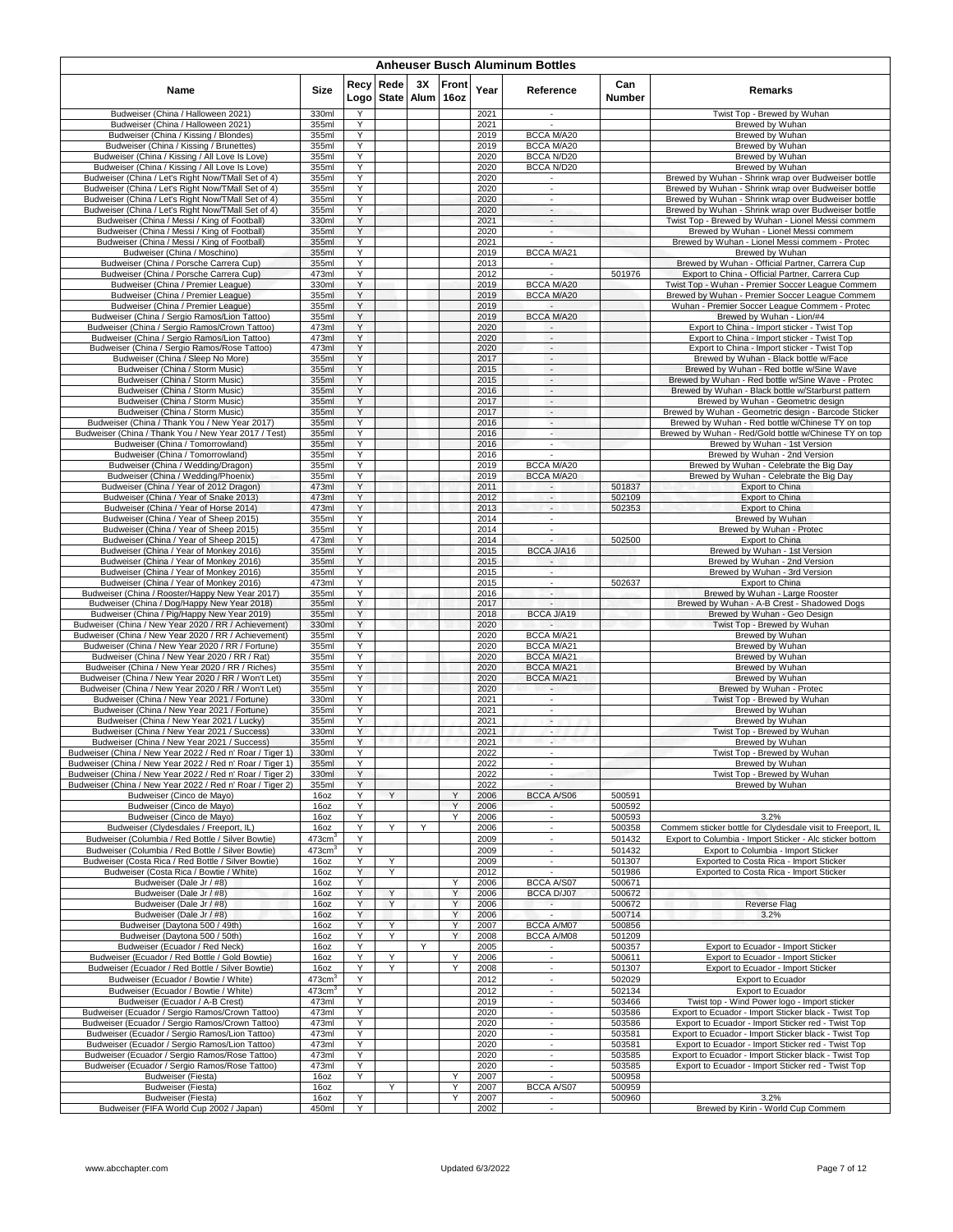# Anheuser Busch Aluminum Bottles

| Name | Size | Recy Logo | Rede State | 3X Alum | Front 16oz | Year | Reference | Can Number | Remarks |
|---|---|---|---|---|---|---|---|---|---|
| Budweiser (China / Halloween 2021) | 330ml | Y | | | | 2021 | - | | Twist Top - Brewed by Wuhan |
| Budweiser (China / Halloween 2021) | 355ml | Y | | | | 2021 | - | | Brewed by Wuhan |
| Budweiser (China / Kissing / Blondes) | 355ml | Y | | | | 2019 | BCCA M/A20 | | Brewed by Wuhan |
| Budweiser (China / Kissing / Brunettes) | 355ml | Y | | | | 2019 | BCCA M/A20 | | Brewed by Wuhan |
| Budweiser (China / Kissing / All Love Is Love) | 355ml | Y | | | | 2020 | BCCA N/D20 | | Brewed by Wuhan |
| Budweiser (China / Kissing / All Love Is Love) | 355ml | Y | | | | 2020 | BCCA N/D20 | | Brewed by Wuhan |
| Budweiser (China / Let's Right Now/TMall Set of 4) | 355ml | Y | | | | 2020 | - | | Brewed by Wuhan - Shrink wrap over Budweiser bottle |
| Budweiser (China / Let's Right Now/TMall Set of 4) | 355ml | Y | | | | 2020 | - | | Brewed by Wuhan - Shrink wrap over Budweiser bottle |
| Budweiser (China / Let's Right Now/TMall Set of 4) | 355ml | Y | | | | 2020 | - | | Brewed by Wuhan - Shrink wrap over Budweiser bottle |
| Budweiser (China / Let's Right Now/TMall Set of 4) | 355ml | Y | | | | 2020 | - | | Brewed by Wuhan - Shrink wrap over Budweiser bottle |
| Budweiser (China / Messi / King of Football) | 330ml | Y | | | | 2021 | - | | Twist Top - Brewed by Wuhan - Lionel Messi commem |
| Budweiser (China / Messi / King of Football) | 355ml | Y | | | | 2020 | - | | Brewed by Wuhan - Lionel Messi commem |
| Budweiser (China / Messi / King of Football) | 355ml | Y | | | | 2021 | - | | Brewed by Wuhan - Lionel Messi commem - Protec |
| Budweiser (China / Moschino) | 355ml | Y | | | | 2019 | BCCA M/A21 | | Brewed by Wuhan |
| Budweiser (China / Porsche Carrera Cup) | 355ml | Y | | | | 2013 | - | | Brewed by Wuhan - Official Partner, Carrera Cup |
| Budweiser (China / Porsche Carrera Cup) | 473ml | Y | | | | 2012 | - | 501976 | Export to China - Official Partner, Carrera Cup |
| Budweiser (China / Premier League) | 330ml | Y | | | | 2019 | BCCA M/A20 | | Twist Top - Wuhan - Premier Soccer League Commem |
| Budweiser (China / Premier League) | 355ml | Y | | | | 2019 | BCCA M/A20 | | Brewed by Wuhan - Premier Soccer League Commem |
| Budweiser (China / Premier League) | 355ml | Y | | | | 2019 | - | | Wuhan - Premier Soccer League Commem - Protec |
| Budweiser (China / Sergio Ramos/Lion Tattoo) | 355ml | Y | | | | 2019 | BCCA M/A20 | | Brewed by Wuhan - Lion/#4 |
| Budweiser (China / Sergio Ramos/Crown Tattoo) | 473ml | Y | | | | 2020 | - | | Export to China - Import sticker - Twist Top |
| Budweiser (China / Sergio Ramos/Lion Tattoo) | 473ml | Y | | | | 2020 | - | | Export to China - Import sticker - Twist Top |
| Budweiser (China / Sergio Ramos/Rose Tattoo) | 473ml | Y | | | | 2020 | - | | Export to China - Import sticker - Twist Top |
| Budweiser (China / Sleep No More) | 355ml | Y | | | | 2017 | - | | Brewed by Wuhan - Black bottle w/Face |
| Budweiser (China / Storm Music) | 355ml | Y | | | | 2015 | - | | Brewed by Wuhan - Red bottle w/Sine Wave |
| Budweiser (China / Storm Music) | 355ml | Y | | | | 2015 | - | | Brewed by Wuhan - Red bottle w/Sine Wave - Protec |
| Budweiser (China / Storm Music) | 355ml | Y | | | | 2016 | - | | Brewed by Wuhan - Black bottle w/Starburst pattern |
| Budweiser (China / Storm Music) | 355ml | Y | | | | 2017 | - | | Brewed by Wuhan - Geometric design |
| Budweiser (China / Storm Music) | 355ml | Y | | | | 2017 | - | | Brewed by Wuhan - Geometric design - Barcode Sticker |
| Budweiser (China / Thank You / New Year 2017) | 355ml | Y | | | | 2016 | - | | Brewed by Wuhan - Red bottle w/Chinese TY on top |
| Budweiser (China / Thank You / New Year 2017 / Test) | 355ml | Y | | | | 2016 | - | | Brewed by Wuhan - Red/Gold bottle w/Chinese TY on top |
| Budweiser (China / Tomorrowland) | 355ml | Y | | | | 2016 | - | | Brewed by Wuhan - 1st Version |
| Budweiser (China / Tomorrowland) | 355ml | Y | | | | 2016 | - | | Brewed by Wuhan - 2nd Version |
| Budweiser (China / Wedding/Dragon) | 355ml | Y | | | | 2019 | BCCA M/A20 | | Brewed by Wuhan - Celebrate the Big Day |
| Budweiser (China / Wedding/Phoenix) | 355ml | Y | | | | 2019 | BCCA M/A20 | | Brewed by Wuhan - Celebrate the Big Day |
| Budweiser (China / Year of 2012 Dragon) | 473ml | Y | | | | 2011 | - | 501837 | Export to China |
| Budweiser (China / Year of Snake 2013) | 473ml | Y | | | | 2012 | - | 502109 | Export to China |
| Budweiser (China / Year of Horse 2014) | 473ml | Y | | | | 2013 | - | 502353 | Export to China |
| Budweiser (China / Year of Sheep 2015) | 355ml | Y | | | | 2014 | - | | Brewed by Wuhan |
| Budweiser (China / Year of Sheep 2015) | 355ml | Y | | | | 2014 | - | | Brewed by Wuhan - Protec |
| Budweiser (China / Year of Sheep 2015) | 473ml | Y | | | | 2014 | - | 502500 | Export to China |
| Budweiser (China / Year of Monkey 2016) | 355ml | Y | | | | 2015 | BCCA J/A16 | | Brewed by Wuhan - 1st Version |
| Budweiser (China / Year of Monkey 2016) | 355ml | Y | | | | 2015 | - | | Brewed by Wuhan - 2nd Version |
| Budweiser (China / Year of Monkey 2016) | 355ml | Y | | | | 2015 | - | | Brewed by Wuhan - 3rd Version |
| Budweiser (China / Year of Monkey 2016) | 473ml | Y | | | | 2015 | - | 502637 | Export to China |
| Budweiser (China / Rooster/Happy New Year 2017) | 355ml | Y | | | | 2016 | - | | Brewed by Wuhan - Large Rooster |
| Budweiser (China / Dog/Happy New Year 2018) | 355ml | Y | | | | 2017 | - | | Brewed by Wuhan - A-B Crest - Shadowed Dogs |
| Budweiser (China / Pig/Happy New Year 2019) | 355ml | Y | | | | 2018 | BCCA J/A19 | | Brewed by Wuhan - Geo Design |
| Budweiser (China / New Year 2020 / RR / Achievement) | 330ml | Y | | | | 2020 | - | | Twist Top - Brewed by Wuhan |
| Budweiser (China / New Year 2020 / RR / Achievement) | 355ml | Y | | | | 2020 | BCCA M/A21 | | Brewed by Wuhan |
| Budweiser (China / New Year 2020 / RR / Fortune) | 355ml | Y | | | | 2020 | BCCA M/A21 | | Brewed by Wuhan |
| Budweiser (China / New Year 2020 / RR / Rat) | 355ml | Y | | | | 2020 | BCCA M/A21 | | Brewed by Wuhan |
| Budweiser (China / New Year 2020 / RR / Riches) | 355ml | Y | | | | 2020 | BCCA M/A21 | | Brewed by Wuhan |
| Budweiser (China / New Year 2020 / RR / Won't Let) | 355ml | Y | | | | 2020 | BCCA M/A21 | | Brewed by Wuhan |
| Budweiser (China / New Year 2020 / RR / Won't Let) | 355ml | Y | | | | 2020 | - | | Brewed by Wuhan - Protec |
| Budweiser (China / New Year 2021 / Fortune) | 330ml | Y | | | | 2021 | - | | Twist Top - Brewed by Wuhan |
| Budweiser (China / New Year 2021 / Fortune) | 355ml | Y | | | | 2021 | - | | Brewed by Wuhan |
| Budweiser (China / New Year 2021 / Lucky) | 355ml | Y | | | | 2021 | - | | Brewed by Wuhan |
| Budweiser (China / New Year 2021 / Success) | 330ml | Y | | | | 2021 | - | | Twist Top - Brewed by Wuhan |
| Budweiser (China / New Year 2021 / Success) | 355ml | Y | | | | 2021 | - | | Brewed by Wuhan |
| Budweiser (China / New Year 2022 / Red n' Roar / Tiger 1) | 330ml | Y | | | | 2022 | - | | Twist Top - Brewed by Wuhan |
| Budweiser (China / New Year 2022 / Red n' Roar / Tiger 1) | 355ml | Y | | | | 2022 | - | | Brewed by Wuhan |
| Budweiser (China / New Year 2022 / Red n' Roar / Tiger 2) | 330ml | Y | | | | 2022 | - | | Twist Top - Brewed by Wuhan |
| Budweiser (China / New Year 2022 / Red n' Roar / Tiger 2) | 355ml | Y | | | | 2022 | - | | Brewed by Wuhan |
| Budweiser (Cinco de Mayo) | 16oz | Y | Y | | Y | 2006 | BCCA A/S06 | 500591 | |
| Budweiser (Cinco de Mayo) | 16oz | Y | | | Y | 2006 | - | 500592 | |
| Budweiser (Cinco de Mayo) | 16oz | Y | | | Y | 2006 | - | 500593 | 3.2% |
| Budweiser (Clydesdales / Freeport, IL) | 16oz | Y | Y | Y | | 2006 | - | 500358 | Commem sticker bottle for Clydesdale visit to Freeport, IL |
| Budweiser (Columbia / Red Bottle / Silver Bowtie) | 473cm³ | Y | | | | 2009 | - | 501432 | Export to Columbia - Import Sticker - Alc sticker bottom |
| Budweiser (Columbia / Red Bottle / Silver Bowtie) | 473cm³ | Y | | | | 2009 | - | 501432 | Export to Columbia - Import Sticker |
| Budweiser (Costa Rica / Red Bottle / Silver Bowtie) | 16oz | Y | Y | | | 2009 | - | 501307 | Exported to Costa Rica - Import Sticker |
| Budweiser (Costa Rica / Bowtie / White) | 16oz | Y | Y | | | 2012 | - | 501986 | Exported to Costa Rica - Import Sticker |
| Budweiser (Dale Jr / #8) | 16oz | Y | | | Y | 2006 | BCCA A/S07 | 500671 | |
| Budweiser (Dale Jr / #8) | 16oz | Y | Y | | Y | 2006 | BCCA D/J07 | 500672 | |
| Budweiser (Dale Jr / #8) | 16oz | Y | Y | | Y | 2006 | - | 500672 | Reverse Flag |
| Budweiser (Dale Jr / #8) | 16oz | Y | | | Y | 2006 | - | 500714 | 3.2% |
| Budweiser (Daytona 500 / 49th) | 16oz | Y | Y | | Y | 2007 | BCCA A/M07 | 500856 | |
| Budweiser (Daytona 500 / 50th) | 16oz | Y | Y | | Y | 2008 | BCCA A/M08 | 501209 | |
| Budweiser (Ecuador / Red Neck) | 16oz | Y | | Y | | 2005 | - | 500357 | Export to Ecuador - Import Sticker |
| Budweiser (Ecuador / Red Bottle / Gold Bowtie) | 16oz | Y | Y | | Y | 2006 | - | 500611 | Export to Ecuador - Import Sticker |
| Budweiser (Ecuador / Red Bottle / Silver Bowtie) | 16oz | Y | Y | | Y | 2008 | - | 501307 | Export to Ecuador - Import Sticker |
| Budweiser (Ecuador / Bowtie / White) | 473cm³ | Y | | | | 2012 | - | 502029 | Export to Ecuador |
| Budweiser (Ecuador / Bowtie / White) | 473cm³ | Y | | | | 2012 | - | 502134 | Export to Ecuador |
| Budweiser (Ecuador / A-B Crest) | 473ml | Y | | | | 2019 | - | 503466 | Twist top - Wind Power logo - Import sticker |
| Budweiser (Ecuador / Sergio Ramos/Crown Tattoo) | 473ml | Y | | | | 2020 | - | 503586 | Export to Ecuador - Import Sticker black - Twist Top |
| Budweiser (Ecuador / Sergio Ramos/Crown Tattoo) | 473ml | Y | | | | 2020 | - | 503586 | Export to Ecuador - Import Sticker red - Twist Top |
| Budweiser (Ecuador / Sergio Ramos/Lion Tattoo) | 473ml | Y | | | | 2020 | - | 503581 | Export to Ecuador - Import Sticker black - Twist Top |
| Budweiser (Ecuador / Sergio Ramos/Lion Tattoo) | 473ml | Y | | | | 2020 | - | 503581 | Export to Ecuador - Import Sticker red - Twist Top |
| Budweiser (Ecuador / Sergio Ramos/Rose Tattoo) | 473ml | Y | | | | 2020 | - | 503585 | Export to Ecuador - Import Sticker black - Twist Top |
| Budweiser (Ecuador / Sergio Ramos/Rose Tattoo) | 473ml | Y | | | | 2020 | - | 503585 | Export to Ecuador - Import Sticker red - Twist Top |
| Budweiser (Fiesta) | 16oz | Y | | | Y | 2007 | - | 500958 | |
| Budweiser (Fiesta) | 16oz | | Y | | Y | 2007 | BCCA A/S07 | 500959 | |
| Budweiser (Fiesta) | 16oz | Y | | | Y | 2007 | - | 500960 | 3.2% |
| Budweiser (FIFA World Cup 2002 / Japan) | 450ml | Y | | | | 2002 | - | | Brewed by Kirin - World Cup Commem |

www.abcchapter.com Updated 6/3/2022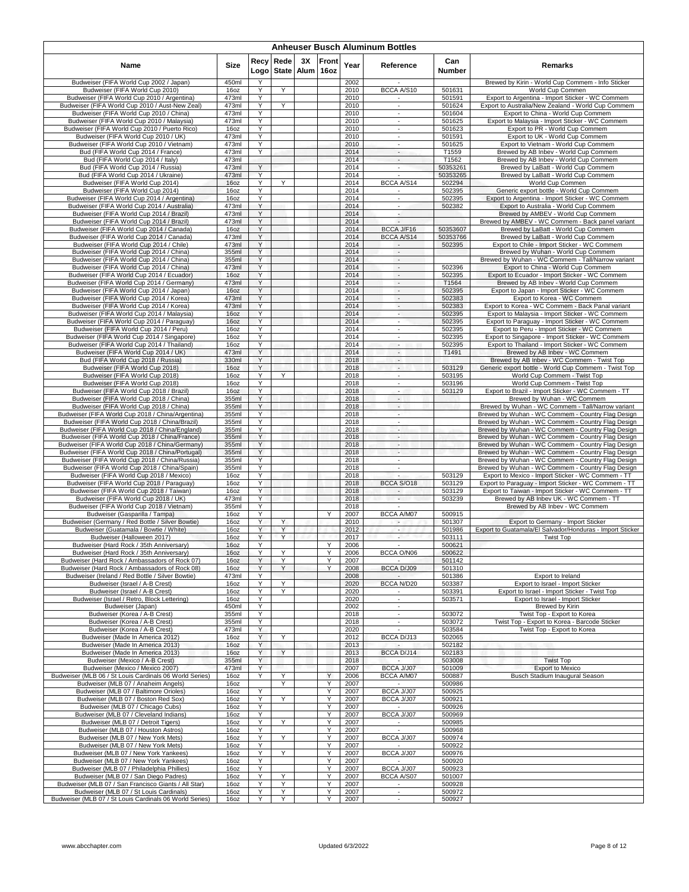# Anheuser Busch Aluminum Bottles

| Name | Size | Recy Logo | Rede State | 3X Alum | Front 16oz | Year | Reference | Can Number | Remarks |
|---|---|---|---|---|---|---|---|---|---|
| Budweiser (FIFA World Cup 2002 / Japan) | 450ml | Y | | | | 2002 | - | | Brewed by Kirin - World Cup Commem - Info Sticker |
| Budweiser (FIFA World Cup 2010) | 16oz | Y | Y | | | 2010 | BCCA A/S10 | 501631 | World Cup Commen |
| Budweiser (FIFA World Cup 2010 / Argentina) | 473ml | Y | | | | 2010 | - | 501591 | Export to Argentina - Import Sticker - WC Commem |
| Budweiser (FIFA World Cup 2010 / Aust-New Zeal) | 473ml | Y | Y | | | 2010 | - | 501624 | Export to Australia/New Zealand - World Cup Commem |
| Budweiser (FIFA World Cup 2010 / China) | 473ml | Y | | | | 2010 | - | 501604 | Export to China - World Cup Commem |
| Budweiser (FIFA World Cup 2010 / Malaysia) | 473ml | Y | | | | 2010 | - | 501625 | Export to Malaysia - Import Sticker - WC Commem |
| Budweiser (FIFA World Cup 2010 / Puerto Rico) | 16oz | Y | | | | 2010 | - | 501623 | Export to PR - World Cup Commem |
| Budweiser (FIFA World Cup 2010 / UK) | 473ml | Y | | | | 2010 | - | 501591 | Export to UK - World Cup Commem |
| Budweiser (FIFA World Cup 2010 / Vietnam) | 473ml | Y | | | | 2010 | - | 501625 | Export to Vietnam - World Cup Commem |
| Bud (FIFA World Cup 2014 / France) | 473ml | Y | | | | 2014 | - | T1559 | Brewed by AB Inbev - World Cup Commem |
| Bud (FIFA World Cup 2014 / Italy) | 473ml | | | | | 2014 | - | T1562 | Brewed by AB Inbev - World Cup Commem |
| Bud (FIFA World Cup 2014 / Russia) | 473ml | Y | | | | 2014 | - | 50353261 | Brewed by LaBatt - World Cup Commem |
| Bud (FIFA World Cup 2014 / Ukraine) | 473ml | Y | | | | 2014 | - | 50353265 | Brewed by LaBatt - World Cup Commem |
| Budweiser (FIFA World Cup 2014) | 16oz | Y | Y | | | 2014 | BCCA A/S14 | 502294 | World Cup Commen |
| Budweiser (FIFA World Cup 2014) | 16oz | Y | | | | 2014 | - | 502395 | Generic export bottle - World Cup Commem |
| Budweiser (FIFA World Cup 2014 / Argentina) | 16oz | Y | | | | 2014 | - | 502395 | Export to Argentina - Import Sticker - WC Commem |
| Budweiser (FIFA World Cup 2014 / Australia) | 473ml | Y | | | | 2014 | - | 502382 | Export to Australia - World Cup Commem |
| Budweiser (FIFA World Cup 2014 / Brazil) | 473ml | Y | | | | 2014 | - | | Brewed by AMBEV - World Cup Commem |
| Budweiser (FIFA World Cup 2014 / Brazil) | 473ml | Y | | | | 2014 | - | | Brewed by AMBEV - WC Commem - Back panel variant |
| Budweiser (FIFA World Cup 2014 / Canada) | 16oz | Y | | | | 2014 | BCCA J/F16 | 50353607 | Brewed by LaBatt - World Cup Commem |
| Budweiser (FIFA World Cup 2014 / Canada) | 473ml | Y | | | | 2014 | BCCA A/S14 | 50353766 | Brewed by LaBatt - World Cup Commem |
| Budweiser (FIFA World Cup 2014 / Chile) | 473ml | Y | | | | 2014 | - | 502395 | Export to Chile - Import Sticker - WC Commem |
| Budweiser (FIFA World Cup 2014 / China) | 355ml | Y | | | | 2014 | - | | Brewed by Wuhan - World Cup Commem |
| Budweiser (FIFA World Cup 2014 / China) | 355ml | Y | | | | 2014 | - | | Brewed by Wuhan - WC Commem - Tall/Narrow variant |
| Budweiser (FIFA World Cup 2014 / China) | 473ml | Y | | | | 2014 | - | 502396 | Export to China - World Cup Commem |
| Budweiser (FIFA World Cup 2014 / Ecuador) | 16oz | Y | | | | 2014 | - | 502395 | Export to Ecuador - Import Sticker - WC Commem |
| Budweiser (FIFA World Cup 2014 / Germany) | 473ml | Y | | | | 2014 | - | T1564 | Brewed by AB Inbev - World Cup Commem |
| Budweiser (FIFA World Cup 2014 / Japan) | 16oz | Y | | | | 2014 | - | 502395 | Export to Japan - Import Sticker - WC Commem |
| Budweiser (FIFA World Cup 2014 / Korea) | 473ml | Y | | | | 2014 | - | 502383 | Export to Korea - WC Commem |
| Budweiser (FIFA World Cup 2014 / Korea) | 473ml | Y | | | | 2014 | - | 502383 | Export to Korea - WC Commem - Back Panal variant |
| Budweiser (FIFA World Cup 2014 / Malaysia) | 16oz | Y | | | | 2014 | - | 502395 | Export to Malaysia - Import Sticker - WC Commem |
| Budweiser (FIFA World Cup 2014 / Paraguay) | 16oz | Y | | | | 2014 | - | 502395 | Export to Paraguay - Import Sticker - WC Commem |
| Budweiser (FIFA World Cup 2014 / Peru) | 16oz | Y | | | | 2014 | - | 502395 | Export to Peru - Import Sticker - WC Commem |
| Budweiser (FIFA World Cup 2014 / Singapore) | 16oz | Y | | | | 2014 | - | 502395 | Export to Singapore - Import Sticker - WC Commem |
| Budweiser (FIFA World Cup 2014 / Thailand) | 16oz | Y | | | | 2014 | - | 502395 | Export to Thailand - Import Sticker - WC Commem |
| Budweiser (FIFA World Cup 2014 / UK) | 473ml | Y | | | | 2014 | - | T1491 | Brewed by AB Inbev - WC Commem |
| Bud (FIFA World Cup 2018 / Russia) | 330ml | Y | | | | 2018 | - | | Brewed by AB Inbev - WC Commem - Twist Top |
| Budweiser (FIFA World Cup 2018) | 16oz | Y | | | | 2018 | - | 503129 | Generic export bottle - World Cup Commem - Twist Top |
| Budweiser (FIFA World Cup 2018) | 16oz | Y | Y | | | 2018 | - | 503195 | World Cup Commem - Twist Top |
| Budweiser (FIFA World Cup 2018) | 16oz | Y | | | | 2018 | - | 503196 | World Cup Commem - Twist Top |
| Budweiser (FIFA World Cup 2018 / Brazil) | 16oz | Y | | | | 2018 | - | 503129 | Export to Brazil - Import Sticker - WC Commem - TT |
| Budweiser (FIFA World Cup 2018 / China) | 355ml | Y | | | | 2018 | - | | Brewed by Wuhan - WC Commem |
| Budweiser (FIFA World Cup 2018 / China) | 355ml | Y | | | | 2018 | - | | Brewed by Wuhan - WC Commem - Tall/Narrow variant |
| Budweiser (FIFA World Cup 2018 / China/Argentina) | 355ml | Y | | | | 2018 | - | | Brewed by Wuhan - WC Commem - Country Flag Design |
| Budweiser (FIFA World Cup 2018 / China/Brazil) | 355ml | Y | | | | 2018 | - | | Brewed by Wuhan - WC Commem - Country Flag Design |
| Budweiser (FIFA World Cup 2018 / China/England) | 355ml | Y | | | | 2018 | - | | Brewed by Wuhan - WC Commem - Country Flag Design |
| Budweiser (FIFA World Cup 2018 / China/France) | 355ml | Y | | | | 2018 | - | | Brewed by Wuhan - WC Commem - Country Flag Design |
| Budweiser (FIFA World Cup 2018 / China/Germany) | 355ml | Y | | | | 2018 | - | | Brewed by Wuhan - WC Commem - Country Flag Design |
| Budweiser (FIFA World Cup 2018 / China/Portugal) | 355ml | Y | | | | 2018 | - | | Brewed by Wuhan - WC Commem - Country Flag Design |
| Budweiser (FIFA World Cup 2018 / China/Russia) | 355ml | Y | | | | 2018 | - | | Brewed by Wuhan - WC Commem - Country Flag Design |
| Budweiser (FIFA World Cup 2018 / China/Spain) | 355ml | Y | | | | 2018 | - | | Brewed by Wuhan - WC Commem - Country Flag Design |
| Budweiser (FIFA World Cup 2018 / Mexico) | 16oz | Y | | | | 2018 | - | 503129 | Export to Mexico - Import Sticker - WC Commem - TT |
| Budweiser (FIFA World Cup 2018 / Paraguay) | 16oz | Y | | | | 2018 | BCCA S/O18 | 503129 | Export to Paraguay - Import Sticker - WC Commem - TT |
| Budweiser (FIFA World Cup 2018 / Taiwan) | 16oz | Y | | | | 2018 | - | 503129 | Export to Taiwan - Import Sticker - WC Commem - TT |
| Budweiser (FIFA World Cup 2018 / UK) | 473ml | Y | | | | 2018 | - | 503239 | Brewed by AB Inbev UK - WC Commem - TT |
| Budweiser (FIFA World Cup 2018 / Vietnam) | 355ml | Y | | | | 2018 | - | | Brewed by AB Inbev - WC Commem |
| Budweiser (Gasparilla / Tampa) | 16oz | Y | | | Y | 2007 | BCCA A/M07 | 500915 | |
| Budweiser (Germany / Red Bottle / Silver Bowtie) | 16oz | Y | Y | | | 2010 | - | 501307 | Export to Germany - Import Sticker |
| Budweiser (Guatamala / Bowtie / White) | 16oz | Y | Y | | | 2012 | - | 501986 | Export to Guatamala/El Salvador/Honduras - Import Sticker |
| Budweiser (Halloween 2017) | 16oz | Y | Y | | | 2017 | - | 503111 | Twist Top |
| Budweiser (Hard Rock / 35th Anniversary) | 16oz | Y | | | Y | 2006 | - | 500621 | |
| Budweiser (Hard Rock / 35th Anniversary) | 16oz | Y | Y | | Y | 2006 | BCCA O/N06 | 500622 | |
| Budweiser (Hard Rock / Ambassadors of Rock 07) | 16oz | Y | Y | | Y | 2007 | - | 501142 | |
| Budweiser (Hard Rock / Ambassadors of Rock 08) | 16oz | Y | Y | | Y | 2008 | BCCA D/J09 | 501310 | |
| Budweiser (Ireland / Red Bottle / Silver Bowtie) | 473ml | Y | | | | 2008 | - | 501386 | Export to Ireland |
| Budweiser (Israel / A-B Crest) | 16oz | Y | Y | | | 2020 | BCCA N/D20 | 503387 | Export to Israel - Import Sticker |
| Budweiser (Israel / A-B Crest) | 16oz | Y | Y | | | 2020 | - | 503391 | Export to Israel - Import Sticker - Twist Top |
| Budweiser (Israel / Retro, Block Lettering) | 16oz | Y | | | | 2020 | - | 503571 | Export to Israel - Import Sticker |
| Budweiser (Japan) | 450ml | Y | | | | 2002 | - | | Brewed by Kirin |
| Budweiser (Korea / A-B Crest) | 355ml | Y | | | | 2018 | - | 503072 | Twist Top - Export to Korea |
| Budweiser (Korea / A-B Crest) | 355ml | Y | | | | 2018 | - | 503072 | Twist Top - Export to Korea - Barcode Sticker |
| Budweiser (Korea / A-B Crest) | 473ml | Y | | | | 2020 | - | 503584 | Twist Top - Export to Korea |
| Budweiser (Made In America 2012) | 16oz | Y | Y | | | 2012 | BCCA D/J13 | 502065 | |
| Budweiser (Made In America 2013) | 16oz | Y | | | | 2013 | - | 502182 | |
| Budweiser (Made In America 2013) | 16oz | Y | Y | | | 2013 | BCCA D/J14 | 502183 | |
| Budweiser (Mexico / A-B Crest) | 355ml | Y | | | | 2018 | - | 503008 | Twist Top |
| Budweiser (Mexico / Mexico 2007) | 473ml | Y | | | | 2007 | BCCA J/J07 | 501009 | Export to Mexico |
| Budweiser (MLB 06 / St Louis Cardinals 06 World Series) | 16oz | Y | Y | | Y | 2006 | BCCA A/M07 | 500887 | Busch Stadium Inaugural Season |
| Budweiser (MLB 07 / Anaheim Angels) | 16oz | | Y | | Y | 2007 | - | 500986 | |
| Budweiser (MLB 07 / Baltimore Orioles) | 16oz | Y | | | Y | 2007 | BCCA J/J07 | 500925 | |
| Budweiser (MLB 07 / Boston Red Sox) | 16oz | Y | Y | | Y | 2007 | BCCA J/J07 | 500921 | |
| Budweiser (MLB 07 / Chicago Cubs) | 16oz | Y | | | Y | 2007 | - | 500926 | |
| Budweiser (MLB 07 / Cleveland Indians) | 16oz | Y | | | Y | 2007 | BCCA J/J07 | 500969 | |
| Budweiser (MLB 07 / Detroit Tigers) | 16oz | Y | Y | | Y | 2007 | - | 500985 | |
| Budweiser (MLB 07 / Houston Astros) | 16oz | Y | | | Y | 2007 | - | 500968 | |
| Budweiser (MLB 07 / New York Mets) | 16oz | Y | Y | | Y | 2007 | BCCA J/J07 | 500974 | |
| Budweiser (MLB 07 / New York Mets) | 16oz | Y | | | Y | 2007 | - | 500922 | |
| Budweiser (MLB 07 / New York Yankees) | 16oz | Y | Y | | Y | 2007 | BCCA J/J07 | 500976 | |
| Budweiser (MLB 07 / New York Yankees) | 16oz | Y | | | Y | 2007 | - | 500920 | |
| Budweiser (MLB 07 / Philadelphia Phillies) | 16oz | Y | | | Y | 2007 | BCCA J/J07 | 500923 | |
| Budweiser (MLB 07 / San Diego Padres) | 16oz | Y | Y | | Y | 2007 | BCCA A/S07 | 501007 | |
| Budweiser (MLB 07 / San Francisco Giants / All Star) | 16oz | Y | Y | | Y | 2007 | - | 500928 | |
| Budweiser (MLB 07 / St Louis Cardinals) | 16oz | Y | Y | | Y | 2007 | - | 500972 | |
| Budweiser (MLB 07 / St Louis Cardinals 06 World Series) | 16oz | Y | Y | | Y | 2007 | - | 500927 | |

www.abcchapter.com | Updated 6/3/2022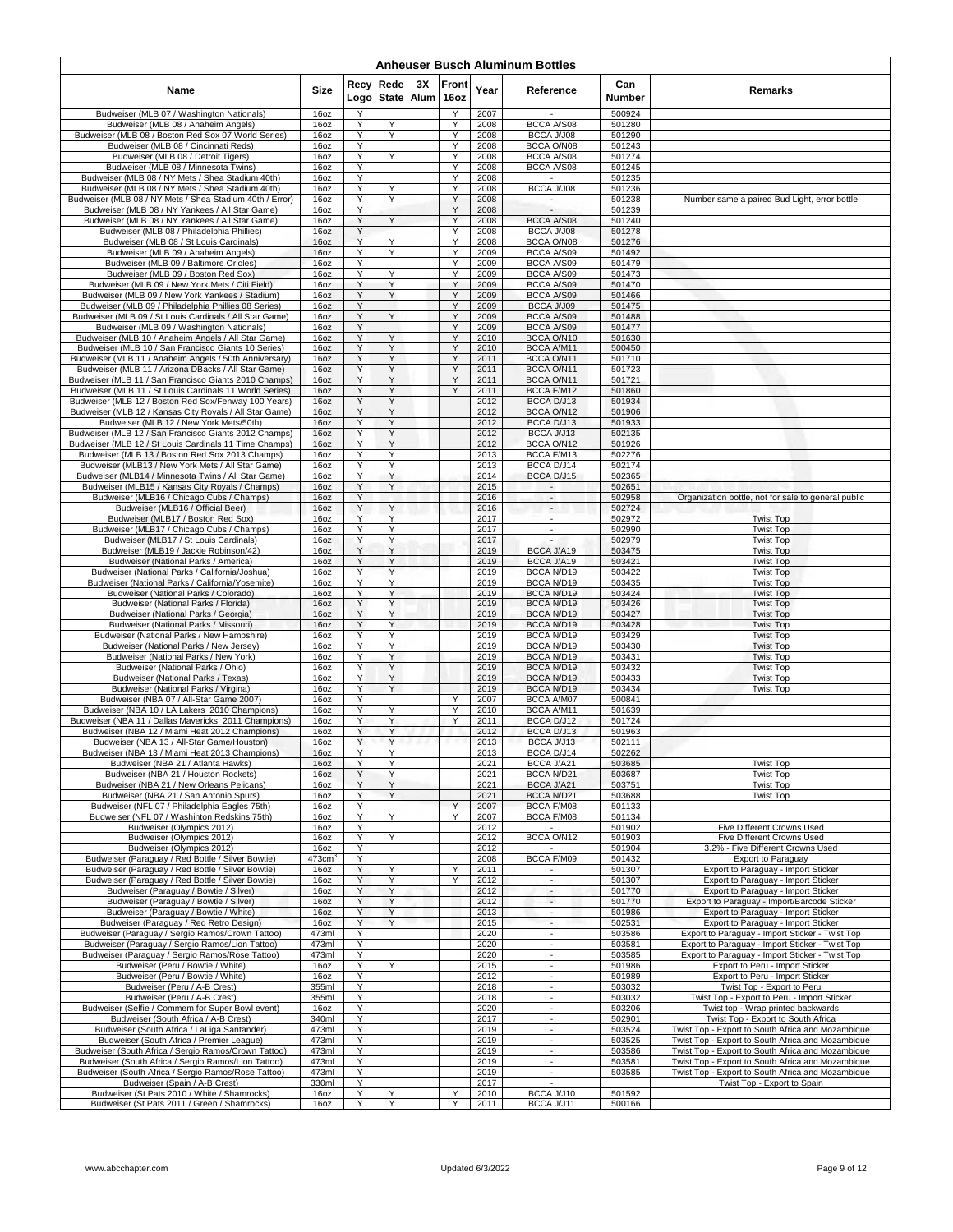# Anheuser Busch Aluminum Bottles

| Name | Size | Recy Logo | Rede State | 3X Alum | Front 16oz | Year | Reference | Can Number | Remarks |
|---|---|---|---|---|---|---|---|---|---|
| Budweiser (MLB 07 / Washington Nationals) | 16oz | Y | | | Y | 2007 | - | 500924 | |
| Budweiser (MLB 08 / Anaheim Angels) | 16oz | Y | Y | | Y | 2008 | BCCA A/S08 | 501280 | |
| Budweiser (MLB 08 / Boston Red Sox 07 World Series) | 16oz | Y | Y | | Y | 2008 | BCCA J/J08 | 501290 | |
| Budweiser (MLB 08 / Cincinnati Reds) | 16oz | Y | | | Y | 2008 | BCCA O/N08 | 501243 | |
| Budweiser (MLB 08 / Detroit Tigers) | 16oz | Y | Y | | Y | 2008 | BCCA A/S08 | 501274 | |
| Budweiser (MLB 08 / Minnesota Twins) | 16oz | Y | | | Y | 2008 | BCCA A/S08 | 501245 | |
| Budweiser (MLB 08 / NY Mets / Shea Stadium 40th) | 16oz | Y | | | Y | 2008 | - | 501235 | |
| Budweiser (MLB 08 / NY Mets / Shea Stadium 40th) | 16oz | Y | Y | | Y | 2008 | BCCA J/J08 | 501236 | |
| Budweiser (MLB 08 / NY Mets / Shea Stadium 40th / Error) | 16oz | Y | Y | | Y | 2008 | - | 501238 | Number same a paired Bud Light, error bottle |
| Budweiser (MLB 08 / NY Yankees / All Star Game) | 16oz | Y | | | Y | 2008 | - | 501239 | |
| Budweiser (MLB 08 / NY Yankees / All Star Game) | 16oz | Y | Y | | Y | 2008 | BCCA A/S08 | 501240 | |
| Budweiser (MLB 08 / Philadelphia Phillies) | 16oz | Y | | | Y | 2008 | BCCA J/J08 | 501278 | |
| Budweiser (MLB 08 / St Louis Cardinals) | 16oz | Y | Y | | Y | 2008 | BCCA O/N08 | 501276 | |
| Budweiser (MLB 09 / Anaheim Angels) | 16oz | Y | Y | | Y | 2009 | BCCA A/S09 | 501492 | |
| Budweiser (MLB 09 / Baltimore Orioles) | 16oz | Y | | | Y | 2009 | BCCA A/S09 | 501479 | |
| Budweiser (MLB 09 / Boston Red Sox) | 16oz | Y | Y | | Y | 2009 | BCCA A/S09 | 501473 | |
| Budweiser (MLB 09 / New York Mets / Citi Field) | 16oz | Y | Y | | Y | 2009 | BCCA A/S09 | 501470 | |
| Budweiser (MLB 09 / New York Yankees / Stadium) | 16oz | Y | Y | | Y | 2009 | BCCA A/S09 | 501466 | |
| Budweiser (MLB 09 / Philadelphia Phillies 08 Series) | 16oz | Y | | | Y | 2009 | BCCA J/J09 | 501475 | |
| Budweiser (MLB 09 / St Louis Cardinals / All Star Game) | 16oz | Y | Y | | Y | 2009 | BCCA A/S09 | 501488 | |
| Budweiser (MLB 09 / Washington Nationals) | 16oz | Y | | | Y | 2009 | BCCA A/S09 | 501477 | |
| Budweiser (MLB 10 / Anaheim Angels / All Star Game) | 16oz | Y | Y | | Y | 2010 | BCCA O/N10 | 501630 | |
| Budweiser (MLB 10 / San Francisco Giants 10 Series) | 16oz | Y | Y | | Y | 2010 | BCCA A/M11 | 500450 | |
| Budweiser (MLB 11 / Anaheim Angels / 50th Anniversary) | 16oz | Y | Y | | Y | 2011 | BCCA O/N11 | 501710 | |
| Budweiser (MLB 11 / Arizona DBacks / All Star Game) | 16oz | Y | Y | | Y | 2011 | BCCA O/N11 | 501723 | |
| Budweiser (MLB 11 / San Francisco Giants 2010 Champs) | 16oz | Y | Y | | Y | 2011 | BCCA O/N11 | 501721 | |
| Budweiser (MLB 11 / St Louis Cardinals 11 World Series) | 16oz | Y | Y | | Y | 2011 | BCCA F/M12 | 501860 | |
| Budweiser (MLB 12 / Boston Red Sox/Fenway 100 Years) | 16oz | Y | Y | | | 2012 | BCCA D/J13 | 501934 | |
| Budweiser (MLB 12 / Kansas City Royals / All Star Game) | 16oz | Y | Y | | | 2012 | BCCA O/N12 | 501906 | |
| Budweiser (MLB 12 / New York Mets/50th) | 16oz | Y | Y | | | 2012 | BCCA D/J13 | 501933 | |
| Budweiser (MLB 12 / San Francisco Giants 2012 Champs) | 16oz | Y | Y | | | 2012 | BCCA J/J13 | 502135 | |
| Budweiser (MLB 12 / St Louis Cardinals 11 Time Champs) | 16oz | Y | Y | | | 2012 | BCCA O/N12 | 501926 | |
| Budweiser (MLB 13 / Boston Red Sox 2013 Champs) | 16oz | Y | Y | | | 2013 | BCCA F/M13 | 502276 | |
| Budweiser (MLB13 / New York Mets / All Star Game) | 16oz | Y | Y | | | 2013 | BCCA D/J14 | 502174 | |
| Budweiser (MLB14 / Minnesota Twins / All Star Game) | 16oz | Y | Y | | | 2014 | BCCA D/J15 | 502365 | |
| Budweiser (MLB15 / Kansas City Royals / Champs) | 16oz | Y | Y | | | 2015 | - | 502651 | |
| Budweiser (MLB16 / Chicago Cubs / Champs) | 16oz | Y | | | | 2016 | - | 502958 | Organization bottle, not for sale to general public |
| Budweiser (MLB16 / Official Beer) | 16oz | Y | Y | | | 2016 | - | 502724 | |
| Budweiser (MLB17 / Boston Red Sox) | 16oz | Y | Y | | | 2017 | - | 502972 | Twist Top |
| Budweiser (MLB17 / Chicago Cubs / Champs) | 16oz | Y | Y | | | 2017 | - | 502990 | Twist Top |
| Budweiser (MLB17 / St Louis Cardinals) | 16oz | Y | Y | | | 2017 | - | 502979 | Twist Top |
| Budweiser (MLB19 / Jackie Robinson/42) | 16oz | Y | Y | | | 2019 | BCCA J/A19 | 503475 | Twist Top |
| Budweiser (National Parks / America) | 16oz | Y | Y | | | 2019 | BCCA J/A19 | 503421 | Twist Top |
| Budweiser (National Parks / California/Joshua) | 16oz | Y | Y | | | 2019 | BCCA N/D19 | 503422 | Twist Top |
| Budweiser (National Parks / California/Yosemite) | 16oz | Y | Y | | | 2019 | BCCA N/D19 | 503435 | Twist Top |
| Budweiser (National Parks / Colorado) | 16oz | Y | Y | | | 2019 | BCCA N/D19 | 503424 | Twist Top |
| Budweiser (National Parks / Florida) | 16oz | Y | Y | | | 2019 | BCCA N/D19 | 503426 | Twist Top |
| Budweiser (National Parks / Georgia) | 16oz | Y | Y | | | 2019 | BCCA N/D19 | 503427 | Twist Top |
| Budweiser (National Parks / Missouri) | 16oz | Y | Y | | | 2019 | BCCA N/D19 | 503428 | Twist Top |
| Budweiser (National Parks / New Hampshire) | 16oz | Y | Y | | | 2019 | BCCA N/D19 | 503429 | Twist Top |
| Budweiser (National Parks / New Jersey) | 16oz | Y | Y | | | 2019 | BCCA N/D19 | 503430 | Twist Top |
| Budweiser (National Parks / New York) | 16oz | Y | Y | | | 2019 | BCCA N/D19 | 503431 | Twist Top |
| Budweiser (National Parks / Ohio) | 16oz | Y | Y | | | 2019 | BCCA N/D19 | 503432 | Twist Top |
| Budweiser (National Parks / Texas) | 16oz | Y | Y | | | 2019 | BCCA N/D19 | 503433 | Twist Top |
| Budweiser (National Parks / Virgina) | 16oz | Y | Y | | | 2019 | BCCA N/D19 | 503434 | Twist Top |
| Budweiser (NBA 07 / All-Star Game 2007) | 16oz | Y | | | Y | 2007 | BCCA A/M07 | 500841 | |
| Budweiser (NBA 10 / LA Lakers 2010 Champions) | 16oz | Y | Y | | Y | 2010 | BCCA A/M11 | 501639 | |
| Budweiser (NBA 11 / Dallas Mavericks 2011 Champions) | 16oz | Y | Y | | Y | 2011 | BCCA D/J12 | 501724 | |
| Budweiser (NBA 12 / Miami Heat 2012 Champions) | 16oz | Y | Y | | | 2012 | BCCA D/J13 | 501963 | |
| Budweiser (NBA 13 / All-Star Game/Houston) | 16oz | Y | Y | | | 2013 | BCCA J/J13 | 502111 | |
| Budweiser (NBA 13 / Miami Heat 2013 Champions) | 16oz | Y | Y | | | 2013 | BCCA D/J14 | 502262 | |
| Budweiser (NBA 21 / Atlanta Hawks) | 16oz | Y | Y | | | 2021 | BCCA J/A21 | 503685 | Twist Top |
| Budweiser (NBA 21 / Houston Rockets) | 16oz | Y | Y | | | 2021 | BCCA N/D21 | 503687 | Twist Top |
| Budweiser (NBA 21 / New Orleans Pelicans) | 16oz | Y | Y | | | 2021 | BCCA J/A21 | 503751 | Twist Top |
| Budweiser (NBA 21 / San Antonio Spurs) | 16oz | Y | Y | | | 2021 | BCCA N/D21 | 503688 | Twist Top |
| Budweiser (NFL 07 / Philadelphia Eagles 75th) | 16oz | Y | | | Y | 2007 | BCCA F/M08 | 501133 | |
| Budweiser (NFL 07 / Washinton Redskins 75th) | 16oz | Y | Y | | Y | 2007 | BCCA F/M08 | 501134 | |
| Budweiser (Olympics 2012) | 16oz | Y | | | | 2012 | - | 501902 | Five Different Crowns Used |
| Budweiser (Olympics 2012) | 16oz | Y | Y | | | 2012 | BCCA O/N12 | 501903 | Five Different Crowns Used |
| Budweiser (Olympics 2012) | 16oz | Y | | | | 2012 | - | 501904 | 3.2% - Five Different Crowns Used |
| Budweiser (Paraguay / Red Bottle / Silver Bowtie) | 473cm³ | Y | | | | 2008 | BCCA F/M09 | 501432 | Export to Paraguay |
| Budweiser (Paraguay / Red Bottle / Silver Bowtie) | 16oz | Y | Y | | Y | 2011 | - | 501307 | Export to Paraguay - Import Sticker |
| Budweiser (Paraguay / Red Bottle / Silver Bowtie) | 16oz | Y | Y | | Y | 2012 | - | 501307 | Export to Paraguay - Import Sticker |
| Budweiser (Paraguay / Bowtie / Silver) | 16oz | Y | Y | | | 2012 | - | 501770 | Export to Paraguay - Import Sticker |
| Budweiser (Paraguay / Bowtie / Silver) | 16oz | Y | Y | | | 2012 | - | 501770 | Export to Paraguay - Import/Barcode Sticker |
| Budweiser (Paraguay / Bowtie / White) | 16oz | Y | Y | | | 2013 | - | 501986 | Export to Paraguay - Import Sticker |
| Budweiser (Paraguay / Red Retro Design) | 16oz | Y | Y | | | 2015 | - | 502531 | Export to Paraguay - Import Sticker |
| Budweiser (Paraguay / Sergio Ramos/Crown Tattoo) | 473ml | Y | | | | 2020 | - | 503586 | Export to Paraguay - Import Sticker - Twist Top |
| Budweiser (Paraguay / Sergio Ramos/Lion Tattoo) | 473ml | Y | | | | 2020 | - | 503581 | Export to Paraguay - Import Sticker - Twist Top |
| Budweiser (Paraguay / Sergio Ramos/Rose Tattoo) | 473ml | Y | | | | 2020 | - | 503585 | Export to Paraguay - Import Sticker - Twist Top |
| Budweiser (Peru / Bowtie / White) | 16oz | Y | Y | | | 2015 | - | 501986 | Export to Peru - Import Sticker |
| Budweiser (Peru / Bowtie / White) | 16oz | Y | | | | 2012 | - | 501989 | Export to Peru - Import Sticker |
| Budweiser (Peru / A-B Crest) | 355ml | Y | | | | 2018 | - | 503032 | Twist Top - Export to Peru |
| Budweiser (Peru / A-B Crest) | 355ml | Y | | | | 2018 | - | 503032 | Twist Top - Export to Peru - Import Sticker |
| Budweiser (Selfie / Commem for Super Bowl event) | 16oz | Y | | | | 2020 | - | 503206 | Twist top - Wrap printed backwards |
| Budweiser (South Africa / A-B Crest) | 340ml | Y | | | | 2017 | - | 502901 | Twist Top - Export to South Africa |
| Budweiser (South Africa / LaLiga Santander) | 473ml | Y | | | | 2019 | - | 503524 | Twist Top - Export to South Africa and Mozambique |
| Budweiser (South Africa / Premier League) | 473ml | Y | | | | 2019 | - | 503525 | Twist Top - Export to South Africa and Mozambique |
| Budweiser (South Africa / Sergio Ramos/Crown Tattoo) | 473ml | Y | | | | 2019 | - | 503586 | Twist Top - Export to South Africa and Mozambique |
| Budweiser (South Africa / Sergio Ramos/Lion Tattoo) | 473ml | Y | | | | 2019 | - | 503581 | Twist Top - Export to South Africa and Mozambique |
| Budweiser (South Africa / Sergio Ramos/Rose Tattoo) | 473ml | Y | | | | 2019 | - | 503585 | Twist Top - Export to South Africa and Mozambique |
| Budweiser (Spain / A-B Crest) | 330ml | Y | | | | 2017 | - | | Twist Top - Export to Spain |
| Budweiser (St Pats 2010 / White / Shamrocks) | 16oz | Y | Y | | Y | 2010 | BCCA J/J10 | 501592 | |
| Budweiser (St Pats 2011 / Green / Shamrocks) | 16oz | Y | Y | | Y | 2011 | BCCA J/J11 | 500166 | |

www.abcchapter.com — Updated 6/3/2022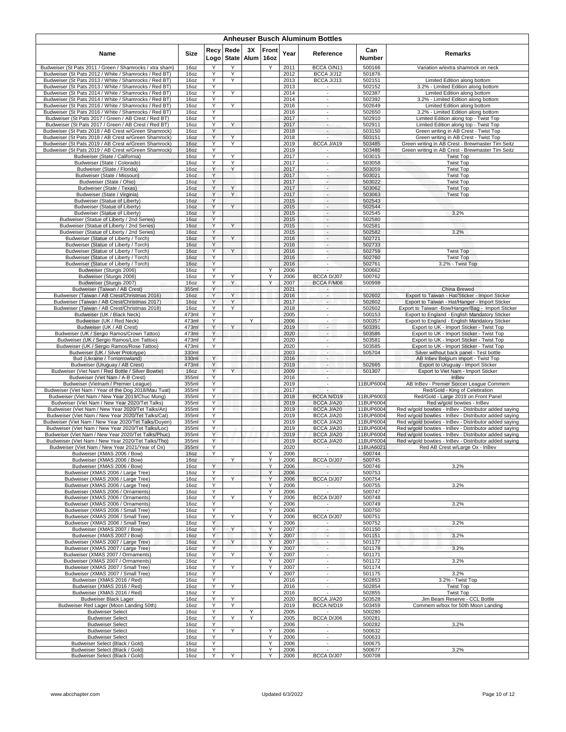# Anheuser Busch Aluminum Bottles

| Name | Size | Recy Logo | Rede State | 3X Alum | Front 16oz | Year | Reference | Can Number | Remarks |
|---|---|---|---|---|---|---|---|---|---|
| Budweiser (St Pats 2011 / Green / Shamrocks / xtra sham) | 16oz | Y | Y | | Y | 2011 | BCCA O/N11 | 500166 | Variation w/extra shamrock on neck |
| Budweiser (St Pats 2012 / White / Shamrocks / Red BT) | 16oz | Y | Y | | | 2012 | BCCA J/J12 | 501876 | |
| Budweiser (St Pats 2013 / White / Shamrocks / Red BT) | 16oz | Y | Y | | | 2013 | BCCA J/J13 | 502151 | Limited Edition along bottom |
| Budweiser (St Pats 2013 / White / Shamrocks / Red BT) | 16oz | Y | | | | 2013 | - | 502152 | 3.2% - Limited Edition along bottom |
| Budweiser (St Pats 2014 / White / Shamrocks / Red BT) | 16oz | Y | Y | | | 2014 | - | 502387 | Limited Edition along bottom |
| Budweiser (St Pats 2014 / White / Shamrocks / Red BT) | 16oz | Y | | | | 2014 | - | 502392 | 3.2% - Limited Edition along bottom |
| Budweiser (St Pats 2016 / White / Shamrocks / Red BT) | 16oz | Y | Y | | | 2016 | - | 502649 | Limited Edition along bottom |
| Budweiser (St Pats 2016 / White / Shamrocks / Red BT) | 16oz | Y | | | | 2016 | - | 502650 | 3.2% - Limited Edition along bottom |
| Budweiser (St Pats 2017 / Green / AB Crest / Red BT) | 16oz | Y | | | | 2017 | - | 502910 | Limited Edition along top - Twist Top |
| Budweiser (St Pats 2017 / Green / AB Crest / Red BT) | 16oz | Y | Y | | | 2017 | - | 502911 | Limited Edition along top - Twist Top |
| Budweiser (St Pats 2018 / AB Crest w/Green Shamrock) | 16oz | Y | | | | 2018 | - | 503150 | Green writing in AB Crest - Twist Top |
| Budweiser (St Pats 2018 / AB Crest w/Green Shamrock) | 16oz | Y | Y | | | 2018 | - | 503151 | Green writing in AB Crest - Twist Top |
| Budweiser (St Pats 2019 / AB Crest w/Green Shamrock) | 16oz | Y | Y | | | 2019 | BCCA J/A19 | 503485 | Green writing in AB Crest - Brewmaster Tim Seitz |
| Budweiser (St Pats 2019 / AB Crest w/Green Shamrock) | 16oz | Y | | | | 2019 | - | 503486 | Green writing in AB Crest - Brewmaster Tim Seitz |
| Budweiser (State / California) | 16oz | Y | Y | | | 2017 | - | 503015 | Twist Top |
| Budweiser (State / Colorado) | 16oz | Y | Y | | | 2017 | - | 503058 | Twist Top |
| Budweiser (State / Florida) | 16oz | Y | Y | | | 2017 | - | 503059 | Twist Top |
| Budweiser (State / Missouri) | 16oz | Y | | | | 2017 | - | 503021 | Twist Top |
| Budweiser (State / Ohio) | 16oz | Y | | | | 2017 | - | 503022 | Twist Top |
| Budweiser (State / Texas) | 16oz | Y | Y | | | 2017 | - | 503062 | Twist Top |
| Budweiser (State / Virginia) | 16oz | Y | Y | | | 2017 | - | 503063 | Twist Top |
| Budweiser (Statue of Liberty) | 16oz | Y | | | | 2015 | - | 502543 | |
| Budweiser (Statue of Liberty) | 16oz | Y | Y | | | 2015 | - | 502544 | |
| Budweiser (Statue of Liberty) | 16oz | Y | | | | 2015 | - | 502545 | 3.2% |
| Budweiser (Statue of Liberty / 2nd Series) | 16oz | Y | | | | 2015 | - | 502580 | |
| Budweiser (Statue of Liberty / 2nd Series) | 16oz | Y | Y | | | 2015 | - | 502581 | |
| Budweiser (Statue of Liberty / 2nd Series) | 16oz | Y | | | | 2015 | - | 502582 | 3.2% |
| Budweiser (Statue of Liberty / Torch) | 16oz | Y | Y | | | 2016 | - | 502721 | |
| Budweiser (Statue of Liberty / Torch) | 16oz | Y | | | | 2016 | - | 502733 | |
| Budweiser (Statue of Liberty / Torch) | 16oz | Y | Y | | | 2016 | - | 502759 | Twist Top |
| Budweiser (Statue of Liberty / Torch) | 16oz | Y | | | | 2016 | - | 502760 | Twist Top |
| Budweiser (Statue of Liberty / Torch) | 16oz | Y | | | | 2016 | - | 502761 | 3.2% - Twist Top |
| Budweiser (Sturgis 2006) | 16oz | Y | | | Y | 2006 | - | 500662 | |
| Budweiser (Sturgis 2006) | 16oz | Y | Y | | Y | 2006 | BCCA D/J07 | 500762 | |
| Budweiser (Sturgis 2007) | 16oz | Y | Y | | Y | 2007 | BCCA F/M08 | 500998 | |
| Budweiser (Taiwan / AB Crest) | 355ml | Y | | | | 2021 | - | | China Brewed |
| Budweiser (Taiwan / AB Crest/Christmas 2016) | 16oz | Y | Y | | | 2016 | - | 502602 | Export to Taiwan - Hat/Sticker - Import Sticker |
| Budweiser (Taiwan / AB Crest/Christmas 2017) | 16oz | Y | Y | | | 2017 | - | 502602 | Export to Taiwan - Hat/Hanger - Import Sticker |
| Budweiser (Taiwan / AB Crest/Christmas 2018) | 16oz | Y | Y | | | 2018 | - | 502602 | Export to Taiwan -Bow/Hanger/Bag - Import Sticker |
| Budweiser (UK / Black Neck) | 473ml | Y | | | | 2005 | - | 500153 | Export to England - English Mandatory Sticker |
| Budweiser (UK / Red Neck) | 473ml | Y | | Y | | 2006 | - | 500357 | Export to England - English Mandatory Sticker |
| Budweiser (UK / AB Crest) | 473ml | Y | Y | | | 2019 | - | 503391 | Export to UK - Import Sticker - Twist Top |
| Budweiser (UK / Sergio Ramos/Crown Tattoo) | 473ml | Y | | | | 2020 | - | 503586 | Export to UK - Import Sticker - Twist Top |
| Budweiser (UK / Sergio Ramos/Lion Tattoo) | 473ml | Y | | | | 2020 | - | 503581 | Export to UK - Import Sticker - Twist Top |
| Budweiser (UK / Sergio Ramos/Rose Tattoo) | 473ml | Y | | | | 2020 | - | 503585 | Export to UK - Import Sticker - Twist Top |
| Budweiser (UK / Silver Prototype) | 330ml | | | | | 2003 | - | 505704 | Silver without back panel - Test bottle |
| Bud (Ukraine / Tomorrowland) | 330ml | Y | | | | 2016 | - | | AB Inbev Belgium import - Twist Top |
| Budweiser (Uruguay / AB Crest) | 473ml | Y | | | | 2019 | - | 502665 | Export to Uruguay - Import Sticker |
| Budweiser (Viet Nam / Red Bottle / Silver Bowtie) | 16oz | Y | Y | | | 2009 | - | 501307 | Export to Viet Nam - Import Sticker |
| Budweiser (Viet Nam / A-B Crest) | 355ml | Y | | | | 2016 | - | | InBev |
| Budweiser (Vietnam / Premier League) | 355ml | Y | | | | 2019 | - | 11BUP6004 | AB InBev - Premier Soccer League Commem |
| Budweiser (Viet Nam / Year of the Dog 2018/Mau Tuat) | 355ml | Y | | | | 2017 | - | | Red/Gold - King of Celebration |
| Budweiser (Viet Nam / New Year 2019/Chuc Mung) | 355ml | Y | | | | 2018 | BCCA N/D19 | 11BUP6003 | Red/Gold - Large 2019 on Front Panel |
| Budweiser (Viet Nam / New Year 2020/Tet Talks) | 355ml | Y | | | | 2019 | BCCA J/A20 | 11BUP6004 | Red w/gold bowties - InBev |
| Budweiser (Viet Nam / New Year 2020/Tet Talks/An) | 355ml | Y | | | | 2019 | BCCA J/A20 | 11BUP6004 | Red w/gold bowties - InBev - Distributor added saying |
| Budweiser (Viet Nam / New Year 2020/Tet Talks/Cat) | 355ml | Y | | | | 2019 | BCCA J/A20 | 11BUP6004 | Red w/gold bowties - InBev - Distributor added saying |
| Budweiser (Viet Nam / New Year 2020/Tet Talks/Duyen) | 355ml | Y | | | | 2019 | BCCA J/A20 | 11BUP6004 | Red w/gold bowties - InBev - Distributor added saying |
| Budweiser (Viet Nam / New Year 2020/Tet Talks/Loc) | 355ml | Y | | | | 2019 | BCCA J/A20 | 11BUP6004 | Red w/gold bowties - InBev - Distributor added saying |
| Budweiser (Viet Nam / New Year 2020/Tet Talks/Phuc) | 355ml | Y | | | | 2019 | BCCA J/A20 | 11BUP6004 | Red w/gold bowties - InBev - Distributor added saying |
| Budweiser (Viet Nam / New Year 2020/Tet Talks/Tho) | 355ml | Y | | | | 2019 | BCCA J/A20 | 11BUP6004 | Red w/gold bowties - InBev - Distributor added saying |
| Budweiser (Viet Nam / New Year 2021/Year of Ox) | 355ml | Y | | | | 2020 | - | 11BUA6021 | Red AB Crest w/Large Ox - InBev |
| Budweiser (XMAS 2006 / Bow) | 16oz | Y | | | Y | 2006 | - | 500744 | |
| Budweiser (XMAS 2006 / Bow) | 16oz | | Y | | Y | 2006 | BCCA D/J07 | 500745 | |
| Budweiser (XMAS 2006 / Bow) | 16oz | Y | | | Y | 2006 | - | 500746 | 3.2% |
| Budweiser (XMAS 2006 / Large Tree) | 16oz | Y | | | Y | 2006 | - | 500753 | |
| Budweiser (XMAS 2006 / Large Tree) | 16oz | Y | Y | | Y | 2006 | BCCA D/J07 | 500754 | |
| Budweiser (XMAS 2006 / Large Tree) | 16oz | Y | | | Y | 2006 | - | 500755 | 3.2% |
| Budweiser (XMAS 2006 / Ornaments) | 16oz | Y | | | Y | 2006 | - | 500747 | |
| Budweiser (XMAS 2006 / Ornaments) | 16oz | Y | Y | | Y | 2006 | BCCA D/J07 | 500748 | |
| Budweiser (XMAS 2006 / Ornaments) | 16oz | Y | | | Y | 2006 | - | 500749 | 3.2% |
| Budweiser (XMAS 2006 / Small Tree) | 16oz | Y | | | Y | 2006 | - | 500750 | |
| Budweiser (XMAS 2006 / Small Tree) | 16oz | Y | Y | | Y | 2006 | BCCA D/J07 | 500751 | |
| Budweiser (XMAS 2006 / Small Tree) | 16oz | Y | | | Y | 2006 | - | 500752 | 3.2% |
| Budweiser (XMAS 2007 / Bow) | 16oz | Y | Y | | Y | 2007 | - | 501150 | |
| Budweiser (XMAS 2007 / Bow) | 16oz | Y | | | Y | 2007 | - | 501151 | 3.2% |
| Budweiser (XMAS 2007 / Large Tree) | 16oz | Y | Y | | Y | 2007 | - | 501177 | |
| Budweiser (XMAS 2007 / Large Tree) | 16oz | Y | | | Y | 2007 | - | 501178 | 3.2% |
| Budweiser (XMAS 2007 / Ornaments) | 16oz | Y | Y | | Y | 2007 | - | 501171 | |
| Budweiser (XMAS 2007 / Ornaments) | 16oz | Y | | | Y | 2007 | - | 501172 | 3.2% |
| Budweiser (XMAS 2007 / Small Tree) | 16oz | Y | Y | | Y | 2007 | - | 501174 | |
| Budweiser (XMAS 2007 / Small Tree) | 16oz | Y | | | Y | 2007 | - | 501175 | 3.2% |
| Budweiser (XMAS 2016 / Red) | 16oz | Y | | | | 2016 | - | 502853 | 3.2% - Twist Top |
| Budweiser (XMAS 2016 / Red) | 16oz | Y | Y | | | 2016 | - | 502854 | Twist Top |
| Budweiser (XMAS 2016 / Red) | 16oz | Y | | | | 2016 | - | 502855 | Twist Top |
| Budweiser Black Lager | 16oz | Y | Y | | | 2020 | BCCA J/A20 | 503528 | Jim Beam Reserve - CCL Bottle |
| Budweiser Red Lager (Moon Landing 50th) | 16oz | Y | Y | | | 2019 | BCCA N/D19 | 503459 | Commem w/box for 50th Moon Landing |
| Budweiser Select | 16oz | Y | | Y | | 2005 | - | 500280 | |
| Budweiser Select | 16oz | Y | Y | Y | | 2005 | BCCA D/J06 | 500281 | |
| Budweiser Select | 16oz | Y | | | | 2006 | - | 500282 | 3.2% |
| Budweiser Select | 16oz | Y | Y | | Y | 2006 | - | 500632 | |
| Budweiser Select | 16oz | Y | | | Y | 2006 | - | 500633 | |
| Budweiser Select (Black / Gold) | 16oz | Y | | | Y | 2006 | - | 500675 | |
| Budweiser Select (Black / Gold) | 16oz | Y | | | Y | 2006 | - | 500677 | 3.2% |
| Budweiser Select (Black / Gold) | 16oz | Y | Y | | Y | 2006 | BCCA D/J07 | 500708 | |

www.abcchapter.com | Updated 6/3/2022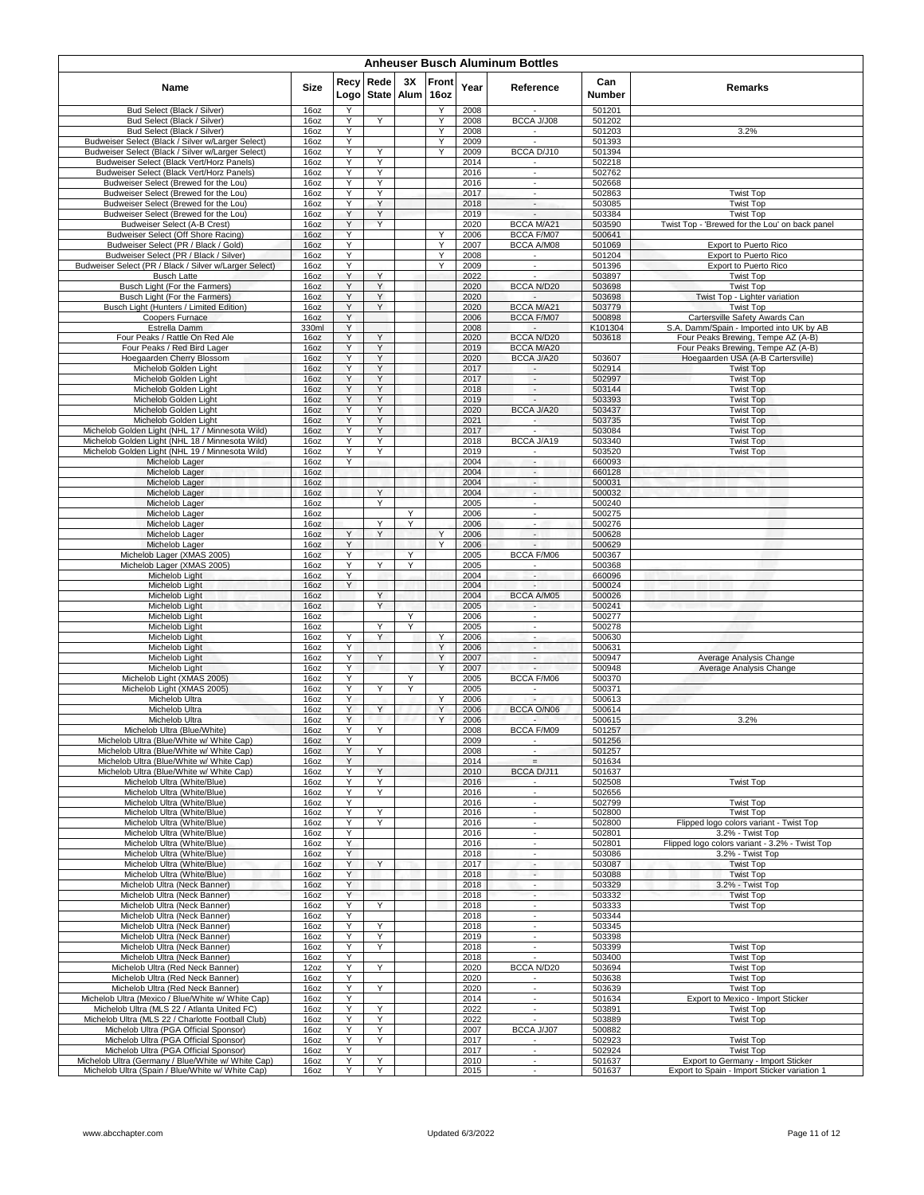# Anheuser Busch Aluminum Bottles

| Name | Size | Recy Logo | Rede State | 3X Alum | Front 16oz | Year | Reference | Can Number | Remarks |
|---|---|---|---|---|---|---|---|---|---|
| Bud Select (Black / Silver) | 16oz | Y | | | Y | 2008 | - | 501201 | |
| Bud Select (Black / Silver) | 16oz | Y | Y | | Y | 2008 | BCCA J/J08 | 501202 | |
| Bud Select (Black / Silver) | 16oz | Y | | | Y | 2008 | - | 501203 | 3.2% |
| Budweiser Select (Black / Silver w/Larger Select) | 16oz | Y | | | Y | 2009 | - | 501393 | |
| Budweiser Select (Black / Silver w/Larger Select) | 16oz | Y | Y | | Y | 2009 | BCCA D/J10 | 501394 | |
| Budweiser Select (Black Vert/Horz Panels) | 16oz | Y | Y | | | 2014 | - | 502218 | |
| Budweiser Select (Black Vert/Horz Panels) | 16oz | Y | Y | | | 2016 | - | 502762 | |
| Budweiser Select (Brewed for the Lou) | 16oz | Y | Y | | | 2016 | - | 502668 | |
| Budweiser Select (Brewed for the Lou) | 16oz | Y | Y | | | 2017 | - | 502863 | Twist Top |
| Budweiser Select (Brewed for the Lou) | 16oz | Y | Y | | | 2018 | - | 503085 | Twist Top |
| Budweiser Select (Brewed for the Lou) | 16oz | Y | Y | | | 2019 | - | 503384 | Twist Top |
| Budweiser Select (A-B Crest) | 16oz | Y | Y | | | 2020 | BCCA M/A21 | 503590 | Twist Top - 'Brewed for the Lou' on back panel |
| Budweiser Select (Off Shore Racing) | 16oz | Y | | | Y | 2006 | BCCA F/M07 | 500641 | |
| Budweiser Select (PR / Black / Gold) | 16oz | Y | | | Y | 2007 | BCCA A/M08 | 501069 | Export to Puerto Rico |
| Budweiser Select (PR / Black / Silver) | 16oz | Y | | | Y | 2008 | - | 501204 | Export to Puerto Rico |
| Budweiser Select (PR / Black / Silver w/Larger Select) | 16oz | Y | | | Y | 2009 | - | 501396 | Export to Puerto Rico |
| Busch Latte | 16oz | Y | Y | | | 2022 | - | 503897 | Twist Top |
| Busch Light (For the Farmers) | 16oz | Y | Y | | | 2020 | BCCA N/D20 | 503698 | Twist Top |
| Busch Light (For the Farmers) | 16oz | Y | Y | | | 2020 | - | 503698 | Twist Top - Lighter variation |
| Busch Light (Hunters / Limited Edition) | 16oz | Y | Y | | | 2020 | BCCA M/A21 | 503779 | Twist Top |
| Coopers Furnace | 16oz | Y | | | | 2006 | BCCA F/M07 | 500898 | Cartersville Safety Awards Can |
| Estrella Damm | 330ml | Y | | | | 2008 | - | K101304 | S.A. Damm/Spain - Imported into UK by AB |
| Four Peaks / Rattle On Red Ale | 16oz | Y | Y | | | 2020 | BCCA N/D20 | 503618 | Four Peaks Brewing, Tempe AZ (A-B) |
| Four Peaks / Red Bird Lager | 16oz | Y | Y | | | 2019 | BCCA M/A20 | | Four Peaks Brewing, Tempe AZ (A-B) |
| Hoegaarden Cherry Blossom | 16oz | Y | Y | | | 2020 | BCCA J/A20 | 503607 | Hoegaarden USA (A-B Cartersville) |
| Michelob Golden Light | 16oz | Y | Y | | | 2017 | - | 502914 | Twist Top |
| Michelob Golden Light | 16oz | Y | Y | | | 2017 | - | 502997 | Twist Top |
| Michelob Golden Light | 16oz | Y | Y | | | 2018 | - | 503144 | Twist Top |
| Michelob Golden Light | 16oz | Y | Y | | | 2019 | - | 503393 | Twist Top |
| Michelob Golden Light | 16oz | Y | Y | | | 2020 | BCCA J/A20 | 503437 | Twist Top |
| Michelob Golden Light | 16oz | Y | Y | | | 2021 | - | 503735 | Twist Top |
| Michelob Golden Light (NHL 17 / Minnesota Wild) | 16oz | Y | Y | | | 2017 | - | 503084 | Twist Top |
| Michelob Golden Light (NHL 18 / Minnesota Wild) | 16oz | Y | Y | | | 2018 | BCCA J/A19 | 503340 | Twist Top |
| Michelob Golden Light (NHL 19 / Minnesota Wild) | 16oz | Y | Y | | | 2019 | - | 503520 | Twist Top |
| Michelob Lager | 16oz | Y | | | | 2004 | - | 660093 | |
| Michelob Lager | 16oz | | | | | 2004 | - | 660128 | |
| Michelob Lager | 16oz | | | | | 2004 | - | 500031 | |
| Michelob Lager | 16oz | | Y | | | 2004 | - | 500032 | |
| Michelob Lager | 16oz | | Y | | | 2005 | - | 500240 | |
| Michelob Lager | 16oz | | | Y | | 2006 | - | 500275 | |
| Michelob Lager | 16oz | | Y | Y | | 2006 | - | 500276 | |
| Michelob Lager | 16oz | Y | Y | | Y | 2006 | - | 500628 | |
| Michelob Lager | 16oz | Y | | | Y | 2006 | - | 500629 | |
| Michelob Lager (XMAS 2005) | 16oz | Y | | Y | | 2005 | BCCA F/M06 | 500367 | |
| Michelob Lager (XMAS 2005) | 16oz | Y | Y | Y | | 2005 | - | 500368 | |
| Michelob Light | 16oz | Y | | | | 2004 | - | 660096 | |
| Michelob Light | 16oz | Y | | | | 2004 | - | 500024 | |
| Michelob Light | 16oz | | Y | | | 2004 | BCCA A/M05 | 500026 | |
| Michelob Light | 16oz | | Y | | | 2005 | - | 500241 | |
| Michelob Light | 16oz | | | Y | | 2006 | - | 500277 | |
| Michelob Light | 16oz | | Y | Y | | 2005 | - | 500278 | |
| Michelob Light | 16oz | Y | Y | | Y | 2006 | - | 500630 | |
| Michelob Light | 16oz | Y | | | Y | 2006 | - | 500631 | |
| Michelob Light | 16oz | Y | Y | | Y | 2007 | - | 500947 | Average Analysis Change |
| Michelob Light | 16oz | Y | | | Y | 2007 | - | 500948 | Average Analysis Change |
| Michelob Light (XMAS 2005) | 16oz | Y | | Y | | 2005 | BCCA F/M06 | 500370 | |
| Michelob Light (XMAS 2005) | 16oz | Y | Y | Y | | 2005 | - | 500371 | |
| Michelob Ultra | 16oz | Y | | | Y | 2006 | - | 500613 | |
| Michelob Ultra | 16oz | Y | Y | | Y | 2006 | BCCA O/N06 | 500614 | |
| Michelob Ultra | 16oz | Y | | | Y | 2006 | - | 500615 | 3.2% |
| Michelob Ultra (Blue/White) | 16oz | Y | Y | | | 2008 | BCCA F/M09 | 501257 | |
| Michelob Ultra (Blue/White w/ White Cap) | 16oz | Y | | | | 2009 | - | 501256 | |
| Michelob Ultra (Blue/White w/ White Cap) | 16oz | Y | Y | | | 2008 | - | 501257 | |
| Michelob Ultra (Blue/White w/ White Cap) | 16oz | Y | | | | 2014 | = | 501634 | |
| Michelob Ultra (Blue/White w/ White Cap) | 16oz | Y | Y | | | 2010 | BCCA D/J11 | 501637 | |
| Michelob Ultra (White/Blue) | 16oz | Y | Y | | | 2016 | - | 502508 | Twist Top |
| Michelob Ultra (White/Blue) | 16oz | Y | Y | | | 2016 | - | 502656 | |
| Michelob Ultra (White/Blue) | 16oz | Y | | | | 2016 | - | 502799 | Twist Top |
| Michelob Ultra (White/Blue) | 16oz | Y | Y | | | 2016 | - | 502800 | Twist Top |
| Michelob Ultra (White/Blue) | 16oz | Y | Y | | | 2016 | - | 502800 | Flipped logo colors variant - Twist Top |
| Michelob Ultra (White/Blue) | 16oz | Y | | | | 2016 | - | 502801 | 3.2% - Twist Top |
| Michelob Ultra (White/Blue) | 16oz | Y | | | | 2016 | - | 502801 | Flipped logo colors variant - 3.2% - Twist Top |
| Michelob Ultra (White/Blue) | 16oz | Y | | | | 2018 | - | 503086 | 3.2% - Twist Top |
| Michelob Ultra (White/Blue) | 16oz | Y | Y | | | 2017 | - | 503087 | Twist Top |
| Michelob Ultra (White/Blue) | 16oz | Y | | | | 2018 | - | 503088 | Twist Top |
| Michelob Ultra (Neck Banner) | 16oz | Y | | | | 2018 | - | 503329 | 3.2% - Twist Top |
| Michelob Ultra (Neck Banner) | 16oz | Y | | | | 2018 | - | 503332 | Twist Top |
| Michelob Ultra (Neck Banner) | 16oz | Y | Y | | | 2018 | - | 503333 | Twist Top |
| Michelob Ultra (Neck Banner) | 16oz | Y | | | | 2018 | - | 503344 | |
| Michelob Ultra (Neck Banner) | 16oz | Y | Y | | | 2018 | - | 503345 | |
| Michelob Ultra (Neck Banner) | 16oz | Y | Y | | | 2019 | - | 503398 | |
| Michelob Ultra (Neck Banner) | 16oz | Y | Y | | | 2018 | - | 503399 | Twist Top |
| Michelob Ultra (Neck Banner) | 16oz | Y | | | | 2018 | - | 503400 | Twist Top |
| Michelob Ultra (Red Neck Banner) | 12oz | Y | Y | | | 2020 | BCCA N/D20 | 503694 | Twist Top |
| Michelob Ultra (Red Neck Banner) | 16oz | Y | | | | 2020 | - | 503638 | Twist Top |
| Michelob Ultra (Red Neck Banner) | 16oz | Y | Y | | | 2020 | - | 503639 | Twist Top |
| Michelob Ultra (Mexico / Blue/White w/ White Cap) | 16oz | Y | | | | 2014 | - | 501634 | Export to Mexico - Import Sticker |
| Michelob Ultra (MLS 22 / Atlanta United FC) | 16oz | Y | Y | | | 2022 | - | 503891 | Twist Top |
| Michelob Ultra (MLS 22 / Charlotte Football Club) | 16oz | Y | Y | | | 2022 | - | 503889 | Twist Top |
| Michelob Ultra (PGA Official Sponsor) | 16oz | Y | Y | | | 2007 | BCCA J/J07 | 500882 | |
| Michelob Ultra (PGA Official Sponsor) | 16oz | Y | Y | | | 2017 | - | 502923 | Twist Top |
| Michelob Ultra (PGA Official Sponsor) | 16oz | Y | | | | 2017 | - | 502924 | Twist Top |
| Michelob Ultra (Germany / Blue/White w/ White Cap) | 16oz | Y | Y | | | 2010 | - | 501637 | Export to Germany - Import Sticker |
| Michelob Ultra (Spain / Blue/White w/ White Cap) | 16oz | Y | Y | | | 2015 | - | 501637 | Export to Spain - Import Sticker variation 1 |

www.abcchapter.com Updated 6/3/2022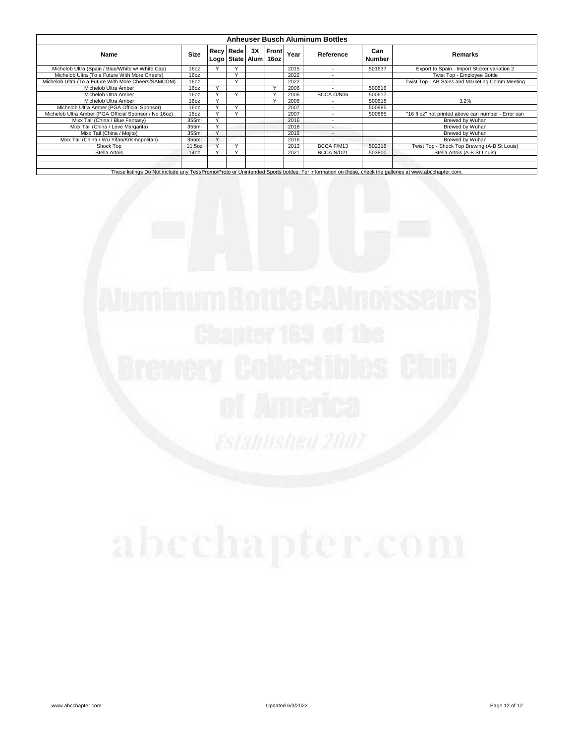| Anheuser Busch Aluminum Bottles | | | | | | | | | |
|---|---|---|---|---|---|---|---|---|---|
| **Name** | **Size** | **Recy Logo** | **Rede State** | **3X Alum** | **Front 16oz** | **Year** | **Reference** | **Can Number** | **Remarks** |
| Michelob Ultra (Spain / Blue/White w/ White Cap) | 16oz | Y | Y | | | 2015 | - | 501637 | Export to Spain - Import Sticker variation 2 |
| Michelob Ultra (To a Future With More Cheers) | 16oz | | Y | | | 2022 | - | | Twist Top - Employee Bottle |
| Michelob Ultra (To a Future With More Cheers/SAMCOM) | 16oz | | Y | | | 2022 | - | | Twist Top - AB Sales and Marketing Comm Meeting |
| Michelob Ultra Amber | 16oz | Y | | | Y | 2006 | - | 500616 | |
| Michelob Ultra Amber | 16oz | Y | Y | | Y | 2006 | BCCA O/N06 | 500617 | |
| Michelob Ultra Amber | 16oz | Y | | | Y | 2006 | - | 500618 | 3.2% |
| Michelob Ultra Amber (PGA Official Sponsor) | 16oz | Y | Y | | | 2007 | - | 500885 | |
| Michelob Ultra Amber (PGA Official Sponsor / No 16oz) | 16oz | Y | Y | | | 2007 | - | 500885 | "16 fl oz" not printed above can number - Error can |
| Mixx Tail (China / Blue Fantasy) | 355ml | Y | | | | 2016 | - | | Brewed by Wuhan |
| Mixx Tail (China / Love Margarita) | 355ml | Y | | | | 2016 | - | | Brewed by Wuhan |
| Mixx Tail (China / Mojito) | 355ml | Y | | | | 2016 | - | | Brewed by Wuhan |
| Mixx Tail (China / Wu Yifan/Krismopolitan) | 355ml | Y | | | | 2016 | - | | Brewed by Wuhan |
| Shock Top | 11.5oz | Y | Y | | | 2013 | BCCA F/M13 | 502316 | Twist Top - Shock Top Brewing (A-B St Louis) |
| Stella Artois | 14oz | Y | Y | | | 2021 | BCCA N/D21 | 503800 | Stella Artois (A-B St Louis) |
| | | | | | | | | | |
| | | | | | | | | | |

These listings Do Not include any Test/Promo/Proto or Unintended Sports bottles. For information on those, check the galleries at www.abcchapter.com.